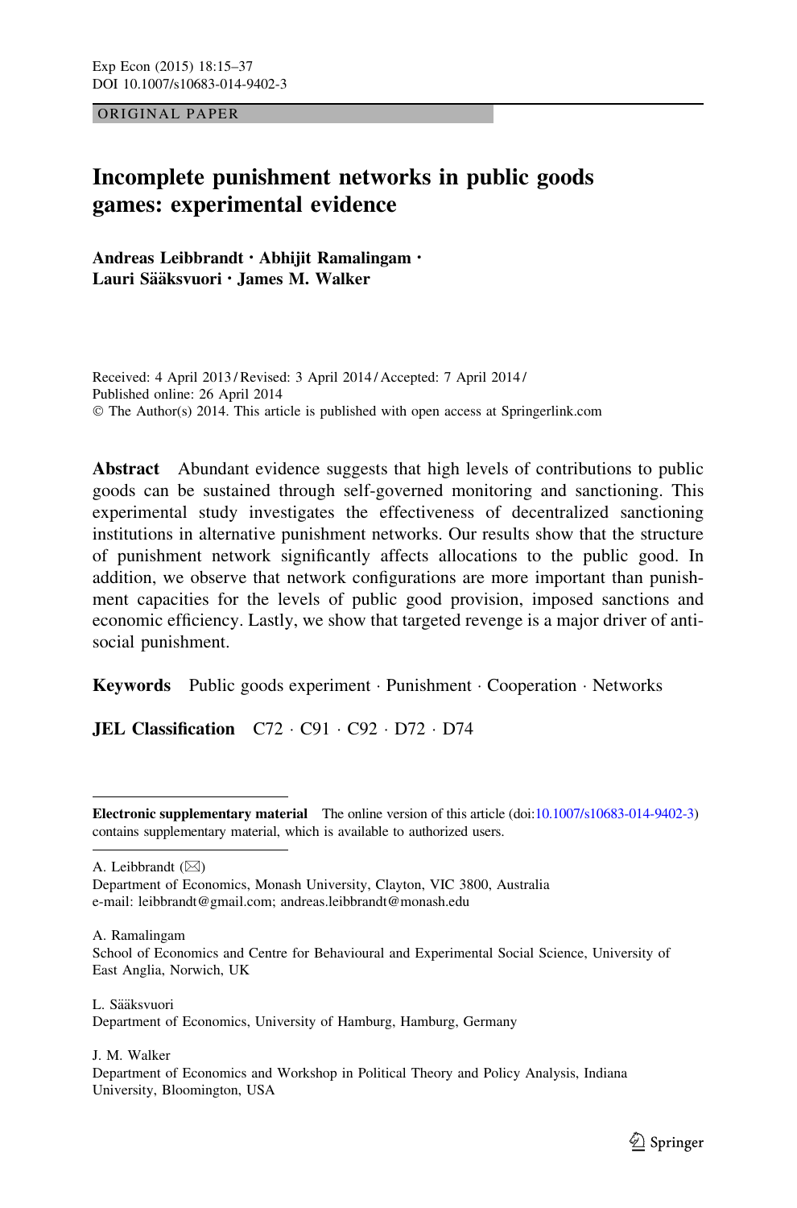ORIGINAL PAPER

# Incomplete punishment networks in public goods games: experimental evidence

**Andreas Leibbrandt · Abhijit Ramalingam · Lauri Sääksvuori · James M. Walker**

Received: 4 April 2013 / Revised: 3 April 2014 / Accepted: 7 April 2014 / Published online: 26 April 2014
© The Author(s) 2014. This article is published with open access at Springerlink.com

**Abstract** Abundant evidence suggests that high levels of contributions to public goods can be sustained through self-governed monitoring and sanctioning. This experimental study investigates the effectiveness of decentralized sanctioning institutions in alternative punishment networks. Our results show that the structure of punishment network significantly affects allocations to the public good. In addition, we observe that network configurations are more important than punishment capacities for the levels of public good provision, imposed sanctions and economic efficiency. Lastly, we show that targeted revenge is a major driver of antisocial punishment.

**Keywords** Public goods experiment · Punishment · Cooperation · Networks

**JEL Classification** C72 · C91 · C92 · D72 · D74

---

**Electronic supplementary material** The online version of this article (doi:10.1007/s10683-014-9402-3) contains supplementary material, which is available to authorized users.

A. Leibbrandt (✉)
Department of Economics, Monash University, Clayton, VIC 3800, Australia
e-mail: leibbrandt@gmail.com; andreas.leibbrandt@monash.edu

A. Ramalingam
School of Economics and Centre for Behavioural and Experimental Social Science, University of East Anglia, Norwich, UK

L. Sääksvuori
Department of Economics, University of Hamburg, Hamburg, Germany

J. M. Walker
Department of Economics and Workshop in Political Theory and Policy Analysis, Indiana University, Bloomington, USA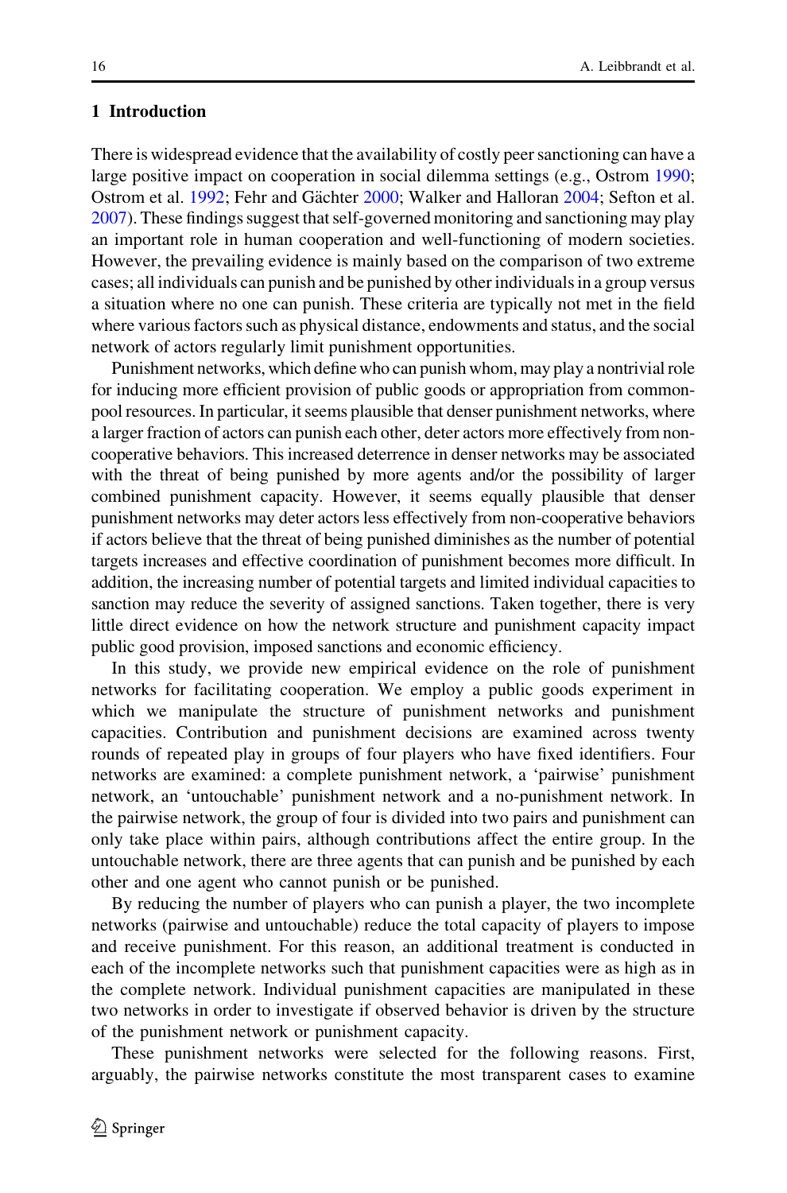## 1 Introduction

There is widespread evidence that the availability of costly peer sanctioning can have a large positive impact on cooperation in social dilemma settings (e.g., Ostrom 1990; Ostrom et al. 1992; Fehr and Gächter 2000; Walker and Halloran 2004; Sefton et al. 2007). These findings suggest that self-governed monitoring and sanctioning may play an important role in human cooperation and well-functioning of modern societies. However, the prevailing evidence is mainly based on the comparison of two extreme cases; all individuals can punish and be punished by other individuals in a group versus a situation where no one can punish. These criteria are typically not met in the field where various factors such as physical distance, endowments and status, and the social network of actors regularly limit punishment opportunities.

Punishment networks, which define who can punish whom, may play a nontrivial role for inducing more efficient provision of public goods or appropriation from common-pool resources. In particular, it seems plausible that denser punishment networks, where a larger fraction of actors can punish each other, deter actors more effectively from non-cooperative behaviors. This increased deterrence in denser networks may be associated with the threat of being punished by more agents and/or the possibility of larger combined punishment capacity. However, it seems equally plausible that denser punishment networks may deter actors less effectively from non-cooperative behaviors if actors believe that the threat of being punished diminishes as the number of potential targets increases and effective coordination of punishment becomes more difficult. In addition, the increasing number of potential targets and limited individual capacities to sanction may reduce the severity of assigned sanctions. Taken together, there is very little direct evidence on how the network structure and punishment capacity impact public good provision, imposed sanctions and economic efficiency.

In this study, we provide new empirical evidence on the role of punishment networks for facilitating cooperation. We employ a public goods experiment in which we manipulate the structure of punishment networks and punishment capacities. Contribution and punishment decisions are examined across twenty rounds of repeated play in groups of four players who have fixed identifiers. Four networks are examined: a complete punishment network, a 'pairwise' punishment network, an 'untouchable' punishment network and a no-punishment network. In the pairwise network, the group of four is divided into two pairs and punishment can only take place within pairs, although contributions affect the entire group. In the untouchable network, there are three agents that can punish and be punished by each other and one agent who cannot punish or be punished.

By reducing the number of players who can punish a player, the two incomplete networks (pairwise and untouchable) reduce the total capacity of players to impose and receive punishment. For this reason, an additional treatment is conducted in each of the incomplete networks such that punishment capacities were as high as in the complete network. Individual punishment capacities are manipulated in these two networks in order to investigate if observed behavior is driven by the structure of the punishment network or punishment capacity.

These punishment networks were selected for the following reasons. First, arguably, the pairwise networks constitute the most transparent cases to examine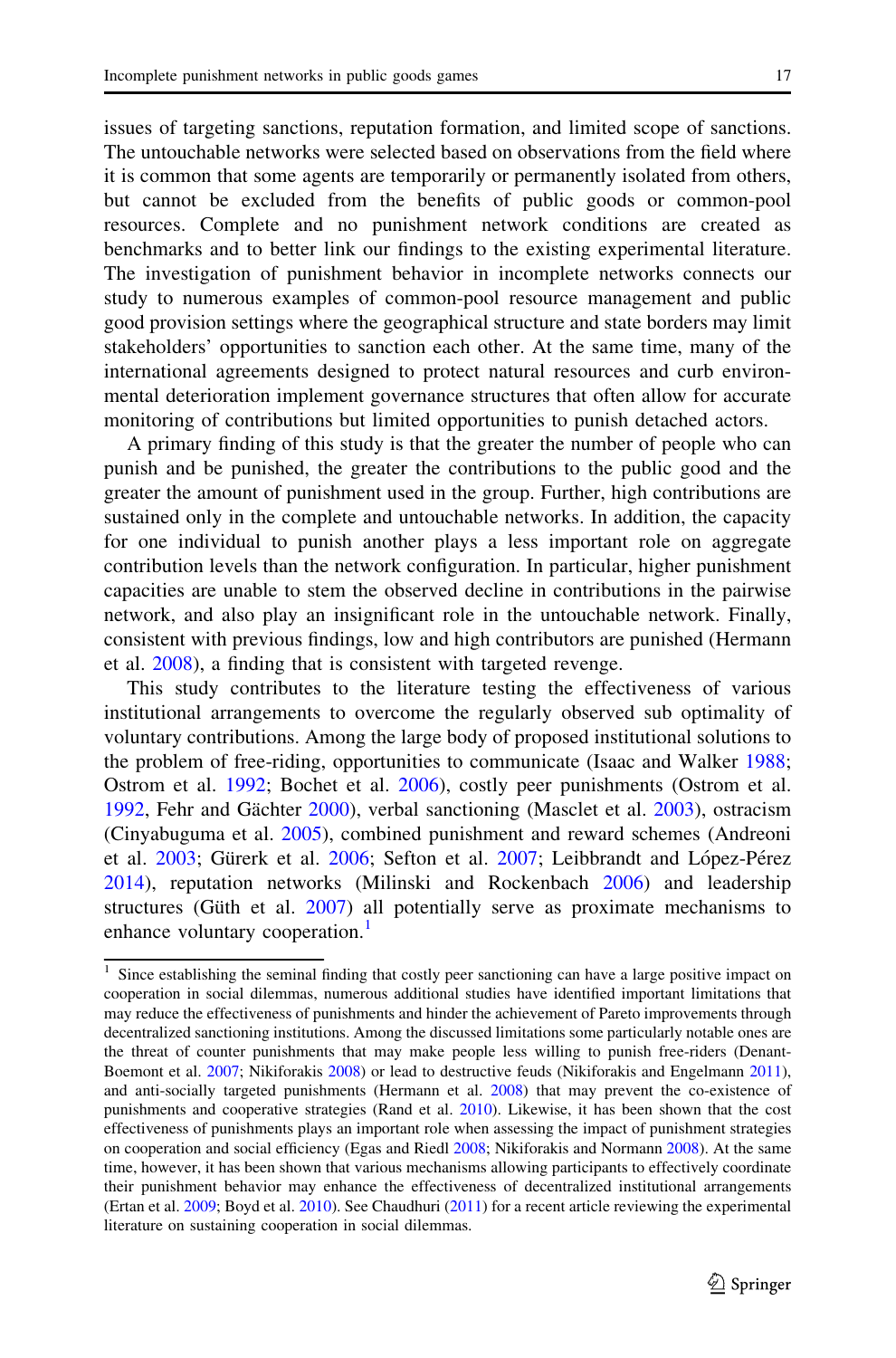issues of targeting sanctions, reputation formation, and limited scope of sanctions. The untouchable networks were selected based on observations from the field where it is common that some agents are temporarily or permanently isolated from others, but cannot be excluded from the benefits of public goods or common-pool resources. Complete and no punishment network conditions are created as benchmarks and to better link our findings to the existing experimental literature. The investigation of punishment behavior in incomplete networks connects our study to numerous examples of common-pool resource management and public good provision settings where the geographical structure and state borders may limit stakeholders' opportunities to sanction each other. At the same time, many of the international agreements designed to protect natural resources and curb environmental deterioration implement governance structures that often allow for accurate monitoring of contributions but limited opportunities to punish detached actors.

A primary finding of this study is that the greater the number of people who can punish and be punished, the greater the contributions to the public good and the greater the amount of punishment used in the group. Further, high contributions are sustained only in the complete and untouchable networks. In addition, the capacity for one individual to punish another plays a less important role on aggregate contribution levels than the network configuration. In particular, higher punishment capacities are unable to stem the observed decline in contributions in the pairwise network, and also play an insignificant role in the untouchable network. Finally, consistent with previous findings, low and high contributors are punished (Hermann et al. 2008), a finding that is consistent with targeted revenge.

This study contributes to the literature testing the effectiveness of various institutional arrangements to overcome the regularly observed sub optimality of voluntary contributions. Among the large body of proposed institutional solutions to the problem of free-riding, opportunities to communicate (Isaac and Walker 1988; Ostrom et al. 1992; Bochet et al. 2006), costly peer punishments (Ostrom et al. 1992, Fehr and Gächter 2000), verbal sanctioning (Masclet et al. 2003), ostracism (Cinyabuguma et al. 2005), combined punishment and reward schemes (Andreoni et al. 2003; Gürerk et al. 2006; Sefton et al. 2007; Leibbrandt and López-Pérez 2014), reputation networks (Milinski and Rockenbach 2006) and leadership structures (Güth et al. 2007) all potentially serve as proximate mechanisms to enhance voluntary cooperation.[1]

---

[1] Since establishing the seminal finding that costly peer sanctioning can have a large positive impact on cooperation in social dilemmas, numerous additional studies have identified important limitations that may reduce the effectiveness of punishments and hinder the achievement of Pareto improvements through decentralized sanctioning institutions. Among the discussed limitations some particularly notable ones are the threat of counter punishments that may make people less willing to punish free-riders (Denant-Boemont et al. 2007; Nikiforakis 2008) or lead to destructive feuds (Nikiforakis and Engelmann 2011), and anti-socially targeted punishments (Hermann et al. 2008) that may prevent the co-existence of punishments and cooperative strategies (Rand et al. 2010). Likewise, it has been shown that the cost effectiveness of punishments plays an important role when assessing the impact of punishment strategies on cooperation and social efficiency (Egas and Riedl 2008; Nikiforakis and Normann 2008). At the same time, however, it has been shown that various mechanisms allowing participants to effectively coordinate their punishment behavior may enhance the effectiveness of decentralized institutional arrangements (Ertan et al. 2009; Boyd et al. 2010). See Chaudhuri (2011) for a recent article reviewing the experimental literature on sustaining cooperation in social dilemmas.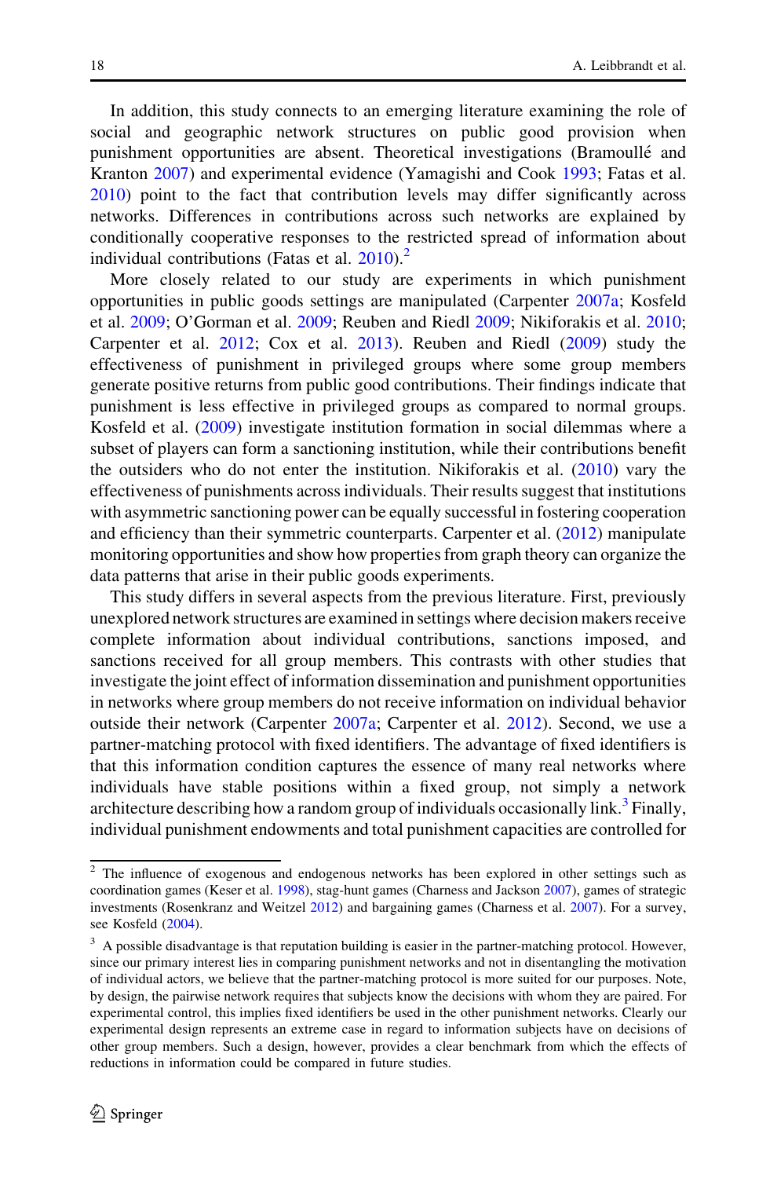In addition, this study connects to an emerging literature examining the role of social and geographic network structures on public good provision when punishment opportunities are absent. Theoretical investigations (Bramoullé and Kranton 2007) and experimental evidence (Yamagishi and Cook 1993; Fatas et al. 2010) point to the fact that contribution levels may differ significantly across networks. Differences in contributions across such networks are explained by conditionally cooperative responses to the restricted spread of information about individual contributions (Fatas et al. 2010).[2]

More closely related to our study are experiments in which punishment opportunities in public goods settings are manipulated (Carpenter 2007a; Kosfeld et al. 2009; O'Gorman et al. 2009; Reuben and Riedl 2009; Nikiforakis et al. 2010; Carpenter et al. 2012; Cox et al. 2013). Reuben and Riedl (2009) study the effectiveness of punishment in privileged groups where some group members generate positive returns from public good contributions. Their findings indicate that punishment is less effective in privileged groups as compared to normal groups. Kosfeld et al. (2009) investigate institution formation in social dilemmas where a subset of players can form a sanctioning institution, while their contributions benefit the outsiders who do not enter the institution. Nikiforakis et al. (2010) vary the effectiveness of punishments across individuals. Their results suggest that institutions with asymmetric sanctioning power can be equally successful in fostering cooperation and efficiency than their symmetric counterparts. Carpenter et al. (2012) manipulate monitoring opportunities and show how properties from graph theory can organize the data patterns that arise in their public goods experiments.

This study differs in several aspects from the previous literature. First, previously unexplored network structures are examined in settings where decision makers receive complete information about individual contributions, sanctions imposed, and sanctions received for all group members. This contrasts with other studies that investigate the joint effect of information dissemination and punishment opportunities in networks where group members do not receive information on individual behavior outside their network (Carpenter 2007a; Carpenter et al. 2012). Second, we use a partner-matching protocol with fixed identifiers. The advantage of fixed identifiers is that this information condition captures the essence of many real networks where individuals have stable positions within a fixed group, not simply a network architecture describing how a random group of individuals occasionally link.[3] Finally, individual punishment endowments and total punishment capacities are controlled for

---

[2] The influence of exogenous and endogenous networks has been explored in other settings such as coordination games (Keser et al. 1998), stag-hunt games (Charness and Jackson 2007), games of strategic investments (Rosenkranz and Weitzel 2012) and bargaining games (Charness et al. 2007). For a survey, see Kosfeld (2004).

[3] A possible disadvantage is that reputation building is easier in the partner-matching protocol. However, since our primary interest lies in comparing punishment networks and not in disentangling the motivation of individual actors, we believe that the partner-matching protocol is more suited for our purposes. Note, by design, the pairwise network requires that subjects know the decisions with whom they are paired. For experimental control, this implies fixed identifiers be used in the other punishment networks. Clearly our experimental design represents an extreme case in regard to information subjects have on decisions of other group members. Such a design, however, provides a clear benchmark from which the effects of reductions in information could be compared in future studies.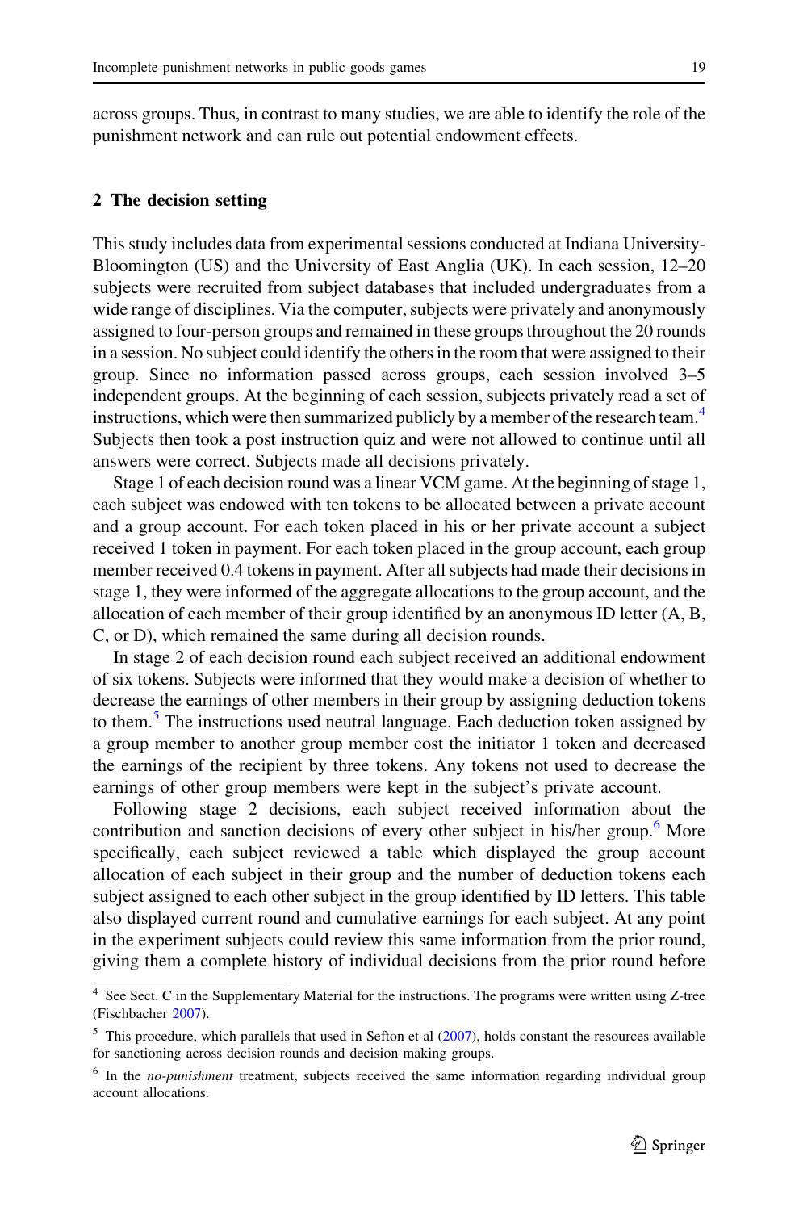across groups. Thus, in contrast to many studies, we are able to identify the role of the punishment network and can rule out potential endowment effects.

## 2 The decision setting

This study includes data from experimental sessions conducted at Indiana University-Bloomington (US) and the University of East Anglia (UK). In each session, 12–20 subjects were recruited from subject databases that included undergraduates from a wide range of disciplines. Via the computer, subjects were privately and anonymously assigned to four-person groups and remained in these groups throughout the 20 rounds in a session. No subject could identify the others in the room that were assigned to their group. Since no information passed across groups, each session involved 3–5 independent groups. At the beginning of each session, subjects privately read a set of instructions, which were then summarized publicly by a member of the research team.[4] Subjects then took a post instruction quiz and were not allowed to continue until all answers were correct. Subjects made all decisions privately.

Stage 1 of each decision round was a linear VCM game. At the beginning of stage 1, each subject was endowed with ten tokens to be allocated between a private account and a group account. For each token placed in his or her private account a subject received 1 token in payment. For each token placed in the group account, each group member received 0.4 tokens in payment. After all subjects had made their decisions in stage 1, they were informed of the aggregate allocations to the group account, and the allocation of each member of their group identified by an anonymous ID letter (A, B, C, or D), which remained the same during all decision rounds.

In stage 2 of each decision round each subject received an additional endowment of six tokens. Subjects were informed that they would make a decision of whether to decrease the earnings of other members in their group by assigning deduction tokens to them.[5] The instructions used neutral language. Each deduction token assigned by a group member to another group member cost the initiator 1 token and decreased the earnings of the recipient by three tokens. Any tokens not used to decrease the earnings of other group members were kept in the subject's private account.

Following stage 2 decisions, each subject received information about the contribution and sanction decisions of every other subject in his/her group.[6] More specifically, each subject reviewed a table which displayed the group account allocation of each subject in their group and the number of deduction tokens each subject assigned to each other subject in the group identified by ID letters. This table also displayed current round and cumulative earnings for each subject. At any point in the experiment subjects could review this same information from the prior round, giving them a complete history of individual decisions from the prior round before

---

[4] See Sect. C in the Supplementary Material for the instructions. The programs were written using Z-tree (Fischbacher 2007).

[5] This procedure, which parallels that used in Sefton et al (2007), holds constant the resources available for sanctioning across decision rounds and decision making groups.

[6] In the *no-punishment* treatment, subjects received the same information regarding individual group account allocations.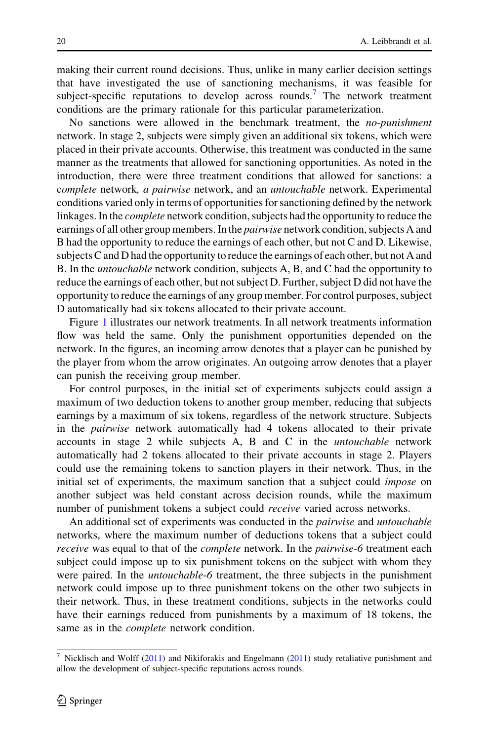making their current round decisions. Thus, unlike in many earlier decision settings that have investigated the use of sanctioning mechanisms, it was feasible for subject-specific reputations to develop across rounds.[7] The network treatment conditions are the primary rationale for this particular parameterization.

No sanctions were allowed in the benchmark treatment, the *no-punishment* network. In stage 2, subjects were simply given an additional six tokens, which were placed in their private accounts. Otherwise, this treatment was conducted in the same manner as the treatments that allowed for sanctioning opportunities. As noted in the introduction, there were three treatment conditions that allowed for sanctions: a *complete* network*, a pairwise* network, and an *untouchable* network. Experimental conditions varied only in terms of opportunities for sanctioning defined by the network linkages. In the *complete* network condition, subjects had the opportunity to reduce the earnings of all other group members. In the *pairwise* network condition, subjects A and B had the opportunity to reduce the earnings of each other, but not C and D. Likewise, subjects C and D had the opportunity to reduce the earnings of each other, but not A and B. In the *untouchable* network condition, subjects A, B, and C had the opportunity to reduce the earnings of each other, but not subject D. Further, subject D did not have the opportunity to reduce the earnings of any group member. For control purposes, subject D automatically had six tokens allocated to their private account.

Figure 1 illustrates our network treatments. In all network treatments information flow was held the same. Only the punishment opportunities depended on the network. In the figures, an incoming arrow denotes that a player can be punished by the player from whom the arrow originates. An outgoing arrow denotes that a player can punish the receiving group member.

For control purposes, in the initial set of experiments subjects could assign a maximum of two deduction tokens to another group member, reducing that subjects earnings by a maximum of six tokens, regardless of the network structure. Subjects in the *pairwise* network automatically had 4 tokens allocated to their private accounts in stage 2 while subjects A, B and C in the *untouchable* network automatically had 2 tokens allocated to their private accounts in stage 2. Players could use the remaining tokens to sanction players in their network. Thus, in the initial set of experiments, the maximum sanction that a subject could *impose* on another subject was held constant across decision rounds, while the maximum number of punishment tokens a subject could *receive* varied across networks.

An additional set of experiments was conducted in the *pairwise* and *untouchable* networks, where the maximum number of deductions tokens that a subject could *receive* was equal to that of the *complete* network. In the *pairwise-6* treatment each subject could impose up to six punishment tokens on the subject with whom they were paired. In the *untouchable-6* treatment, the three subjects in the punishment network could impose up to three punishment tokens on the other two subjects in their network. Thus, in these treatment conditions, subjects in the networks could have their earnings reduced from punishments by a maximum of 18 tokens, the same as in the *complete* network condition.

[7] Nicklisch and Wolff (2011) and Nikiforakis and Engelmann (2011) study retaliative punishment and allow the development of subject-specific reputations across rounds.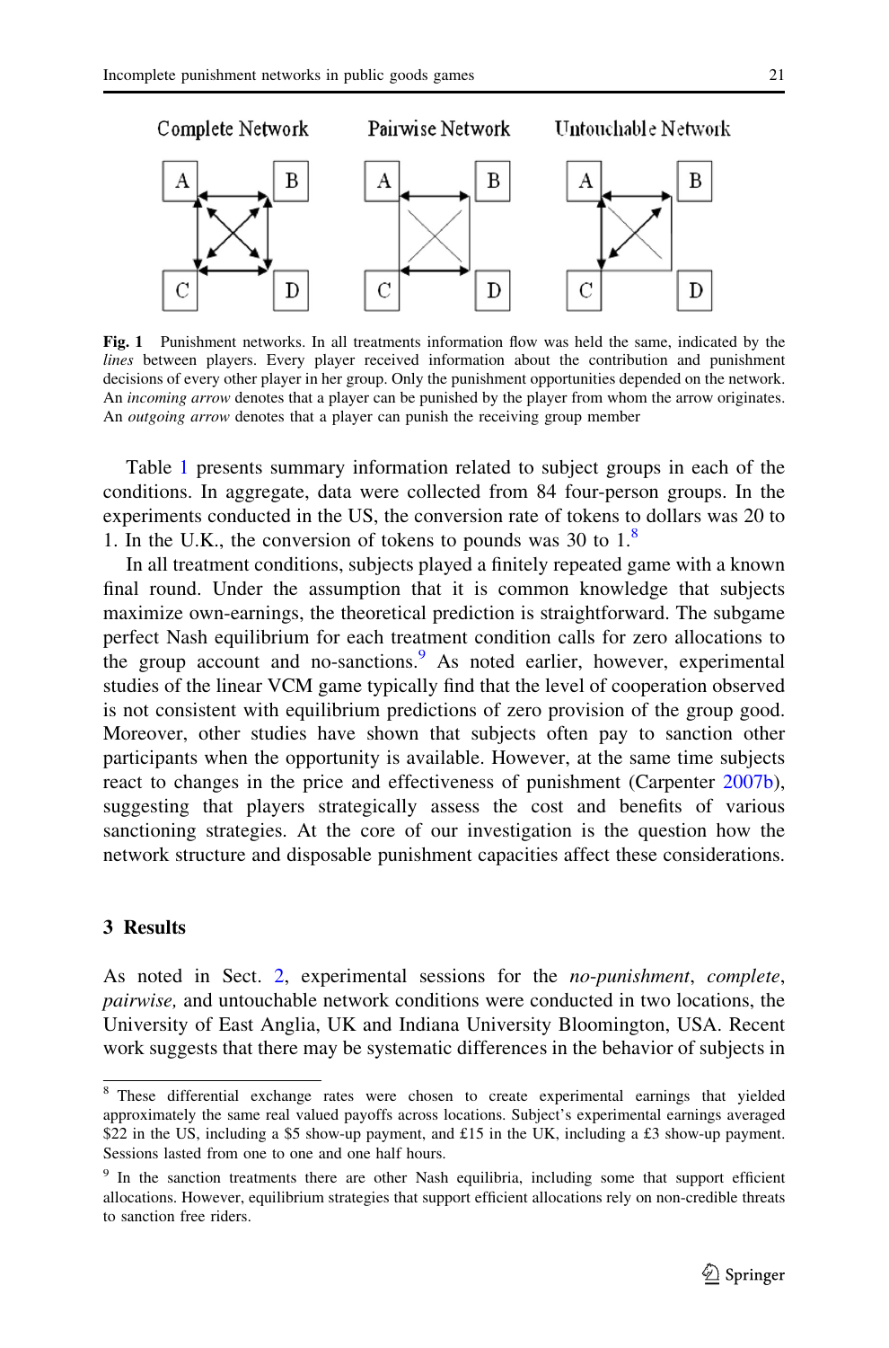Complete Network     Pairwise Network     Untouchable Network

**Fig. 1** Punishment networks. In all treatments information flow was held the same, indicated by the *lines* between players. Every player received information about the contribution and punishment decisions of every other player in her group. Only the punishment opportunities depended on the network. An *incoming arrow* denotes that a player can be punished by the player from whom the arrow originates. An *outgoing arrow* denotes that a player can punish the receiving group member

Table 1 presents summary information related to subject groups in each of the conditions. In aggregate, data were collected from 84 four-person groups. In the experiments conducted in the US, the conversion rate of tokens to dollars was 20 to 1. In the U.K., the conversion of tokens to pounds was 30 to 1.[8]

In all treatment conditions, subjects played a finitely repeated game with a known final round. Under the assumption that it is common knowledge that subjects maximize own-earnings, the theoretical prediction is straightforward. The subgame perfect Nash equilibrium for each treatment condition calls for zero allocations to the group account and no-sanctions.[9] As noted earlier, however, experimental studies of the linear VCM game typically find that the level of cooperation observed is not consistent with equilibrium predictions of zero provision of the group good. Moreover, other studies have shown that subjects often pay to sanction other participants when the opportunity is available. However, at the same time subjects react to changes in the price and effectiveness of punishment (Carpenter 2007b), suggesting that players strategically assess the cost and benefits of various sanctioning strategies. At the core of our investigation is the question how the network structure and disposable punishment capacities affect these considerations.

## 3 Results

As noted in Sect. 2, experimental sessions for the *no-punishment*, *complete*, *pairwise,* and untouchable network conditions were conducted in two locations, the University of East Anglia, UK and Indiana University Bloomington, USA. Recent work suggests that there may be systematic differences in the behavior of subjects in

---

[8] These differential exchange rates were chosen to create experimental earnings that yielded approximately the same real valued payoffs across locations. Subject's experimental earnings averaged \$22 in the US, including a \$5 show-up payment, and £15 in the UK, including a £3 show-up payment. Sessions lasted from one to one and one half hours.

[9] In the sanction treatments there are other Nash equilibria, including some that support efficient allocations. However, equilibrium strategies that support efficient allocations rely on non-credible threats to sanction free riders.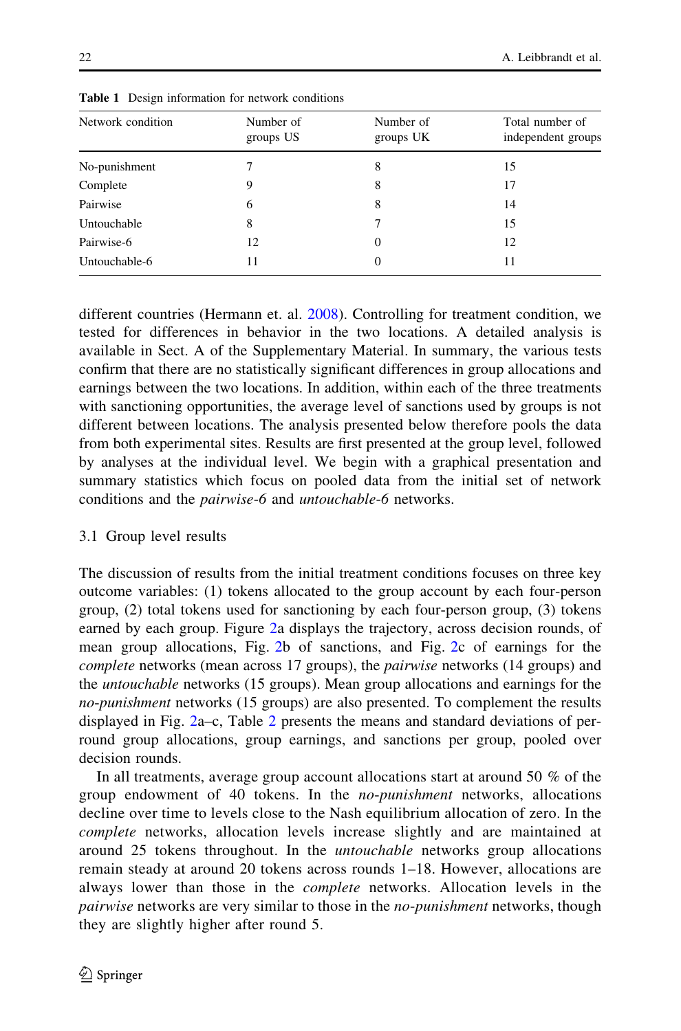**Table 1** Design information for network conditions

| Network condition | Number of groups US | Number of groups UK | Total number of independent groups |
|---|---|---|---|
| No-punishment | 7 | 8 | 15 |
| Complete | 9 | 8 | 17 |
| Pairwise | 6 | 8 | 14 |
| Untouchable | 8 | 7 | 15 |
| Pairwise-6 | 12 | 0 | 12 |
| Untouchable-6 | 11 | 0 | 11 |

different countries (Hermann et. al. 2008). Controlling for treatment condition, we tested for differences in behavior in the two locations. A detailed analysis is available in Sect. A of the Supplementary Material. In summary, the various tests confirm that there are no statistically significant differences in group allocations and earnings between the two locations. In addition, within each of the three treatments with sanctioning opportunities, the average level of sanctions used by groups is not different between locations. The analysis presented below therefore pools the data from both experimental sites. Results are first presented at the group level, followed by analyses at the individual level. We begin with a graphical presentation and summary statistics which focus on pooled data from the initial set of network conditions and the *pairwise-6* and *untouchable-6* networks.

### 3.1 Group level results

The discussion of results from the initial treatment conditions focuses on three key outcome variables: (1) tokens allocated to the group account by each four-person group, (2) total tokens used for sanctioning by each four-person group, (3) tokens earned by each group. Figure 2a displays the trajectory, across decision rounds, of mean group allocations, Fig. 2b of sanctions, and Fig. 2c of earnings for the *complete* networks (mean across 17 groups), the *pairwise* networks (14 groups) and the *untouchable* networks (15 groups). Mean group allocations and earnings for the *no-punishment* networks (15 groups) are also presented. To complement the results displayed in Fig. 2a–c, Table 2 presents the means and standard deviations of per-round group allocations, group earnings, and sanctions per group, pooled over decision rounds.

In all treatments, average group account allocations start at around 50 % of the group endowment of 40 tokens. In the *no-punishment* networks, allocations decline over time to levels close to the Nash equilibrium allocation of zero. In the *complete* networks, allocation levels increase slightly and are maintained at around 25 tokens throughout. In the *untouchable* networks group allocations remain steady at around 20 tokens across rounds 1–18. However, allocations are always lower than those in the *complete* networks. Allocation levels in the *pairwise* networks are very similar to those in the *no-punishment* networks, though they are slightly higher after round 5.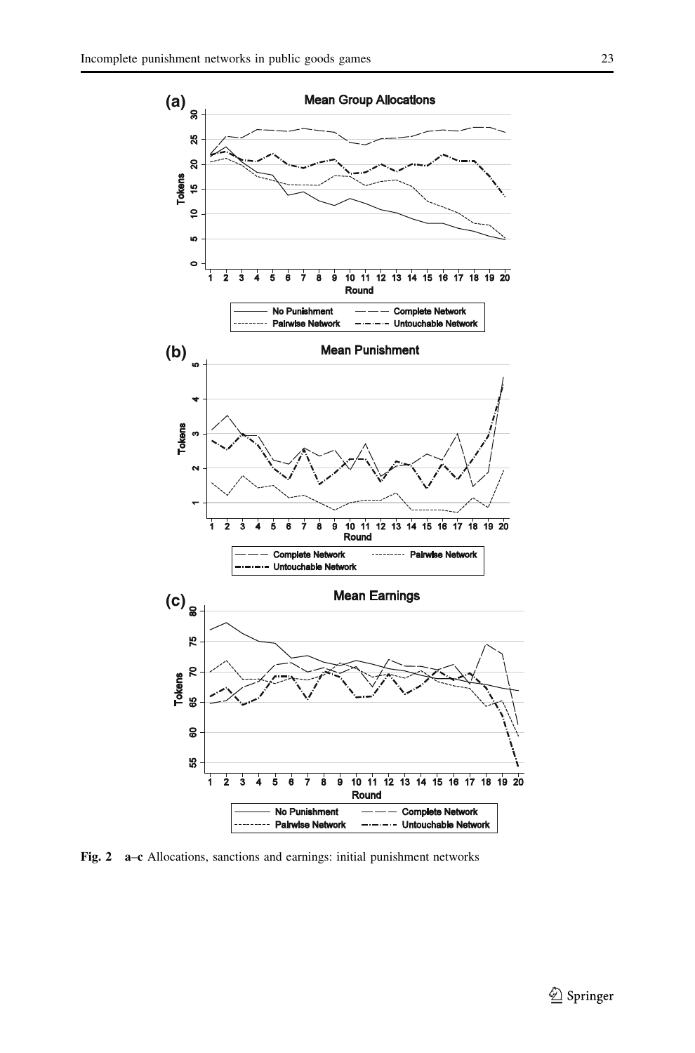Fig. 2 a–c Allocations, sanctions and earnings: initial punishment networks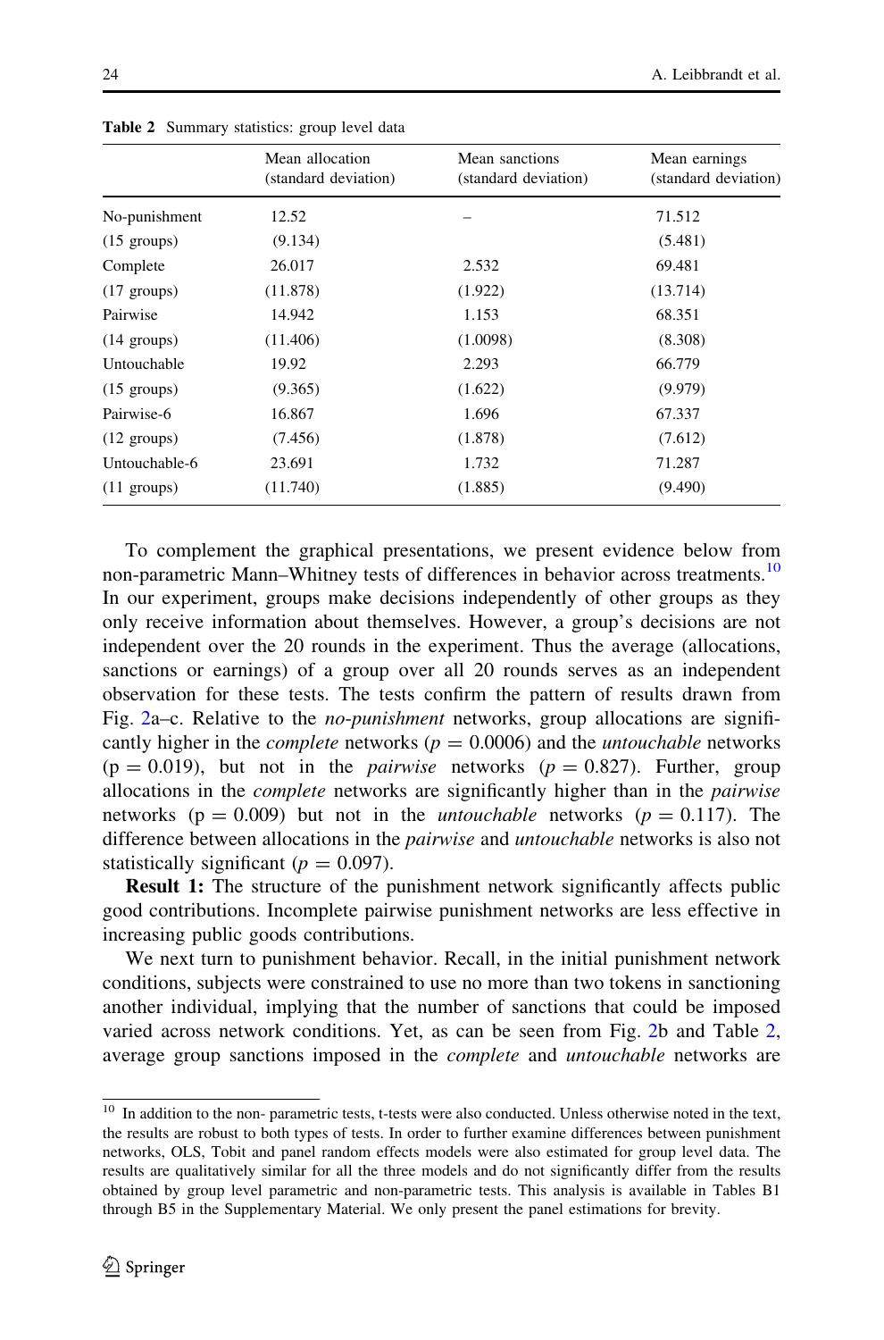**Table 2** Summary statistics: group level data

| | Mean allocation (standard deviation) | Mean sanctions (standard deviation) | Mean earnings (standard deviation) |
|---|---|---|---|
| No-punishment | 12.52 | – | 71.512 |
| (15 groups) | (9.134) | | (5.481) |
| Complete | 26.017 | 2.532 | 69.481 |
| (17 groups) | (11.878) | (1.922) | (13.714) |
| Pairwise | 14.942 | 1.153 | 68.351 |
| (14 groups) | (11.406) | (1.0098) | (8.308) |
| Untouchable | 19.92 | 2.293 | 66.779 |
| (15 groups) | (9.365) | (1.622) | (9.979) |
| Pairwise-6 | 16.867 | 1.696 | 67.337 |
| (12 groups) | (7.456) | (1.878) | (7.612) |
| Untouchable-6 | 23.691 | 1.732 | 71.287 |
| (11 groups) | (11.740) | (1.885) | (9.490) |

To complement the graphical presentations, we present evidence below from non-parametric Mann–Whitney tests of differences in behavior across treatments.[10] In our experiment, groups make decisions independently of other groups as they only receive information about themselves. However, a group's decisions are not independent over the 20 rounds in the experiment. Thus the average (allocations, sanctions or earnings) of a group over all 20 rounds serves as an independent observation for these tests. The tests confirm the pattern of results drawn from Fig. 2a–c. Relative to the *no-punishment* networks, group allocations are significantly higher in the *complete* networks ($p = 0.0006$) and the *untouchable* networks ($p = 0.019$), but not in the *pairwise* networks ($p = 0.827$). Further, group allocations in the *complete* networks are significantly higher than in the *pairwise* networks ($p = 0.009$) but not in the *untouchable* networks ($p = 0.117$). The difference between allocations in the *pairwise* and *untouchable* networks is also not statistically significant ($p = 0.097$).

**Result 1:** The structure of the punishment network significantly affects public good contributions. Incomplete pairwise punishment networks are less effective in increasing public goods contributions.

We next turn to punishment behavior. Recall, in the initial punishment network conditions, subjects were constrained to use no more than two tokens in sanctioning another individual, implying that the number of sanctions that could be imposed varied across network conditions. Yet, as can be seen from Fig. 2b and Table 2, average group sanctions imposed in the *complete* and *untouchable* networks are

[10] In addition to the non- parametric tests, t-tests were also conducted. Unless otherwise noted in the text, the results are robust to both types of tests. In order to further examine differences between punishment networks, OLS, Tobit and panel random effects models were also estimated for group level data. The results are qualitatively similar for all the three models and do not significantly differ from the results obtained by group level parametric and non-parametric tests. This analysis is available in Tables B1 through B5 in the Supplementary Material. We only present the panel estimations for brevity.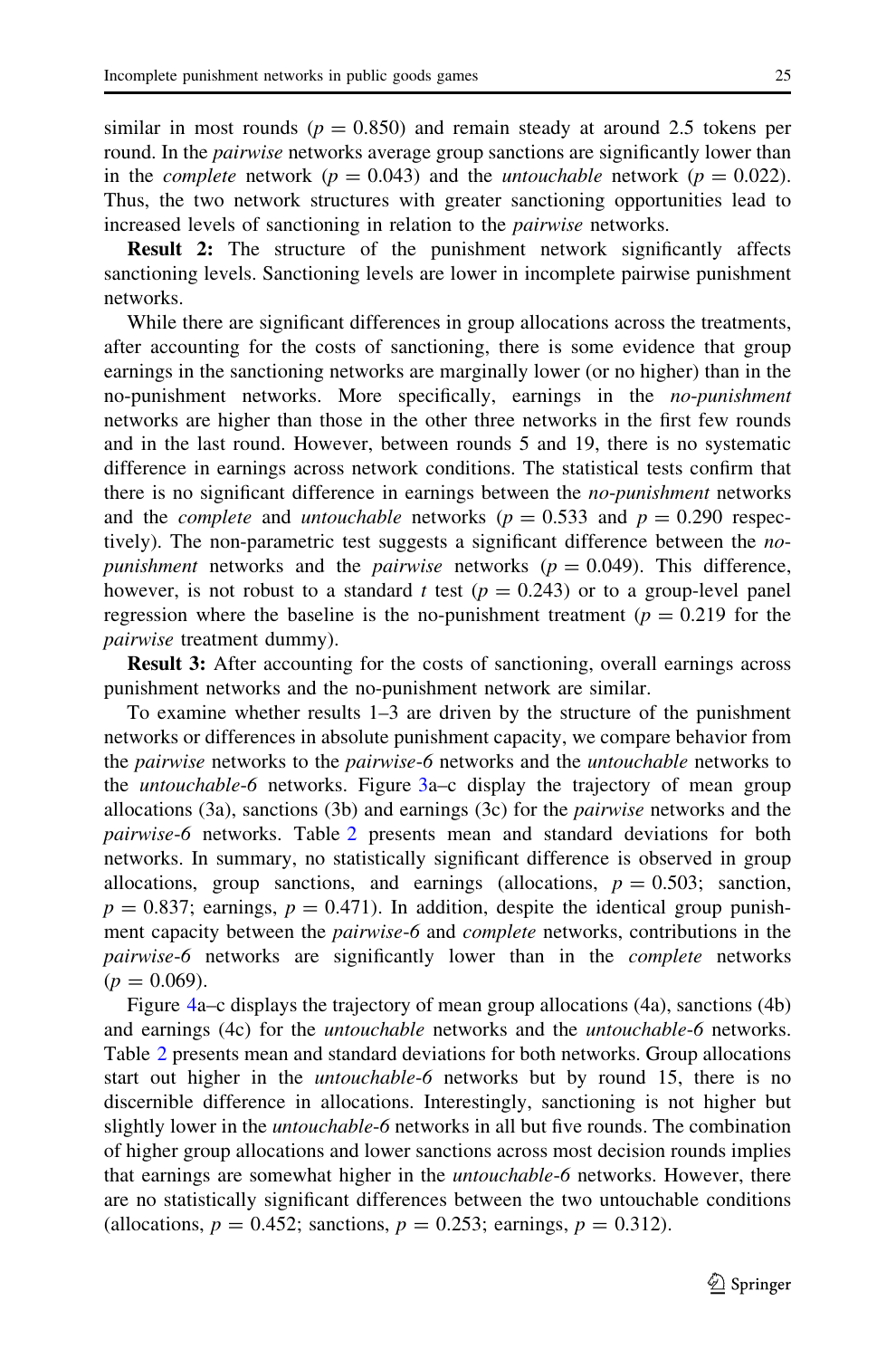similar in most rounds ($p = 0.850$) and remain steady at around 2.5 tokens per round. In the *pairwise* networks average group sanctions are significantly lower than in the *complete* network ($p = 0.043$) and the *untouchable* network ($p = 0.022$). Thus, the two network structures with greater sanctioning opportunities lead to increased levels of sanctioning in relation to the *pairwise* networks.

**Result 2:** The structure of the punishment network significantly affects sanctioning levels. Sanctioning levels are lower in incomplete pairwise punishment networks.

While there are significant differences in group allocations across the treatments, after accounting for the costs of sanctioning, there is some evidence that group earnings in the sanctioning networks are marginally lower (or no higher) than in the no-punishment networks. More specifically, earnings in the *no-punishment* networks are higher than those in the other three networks in the first few rounds and in the last round. However, between rounds 5 and 19, there is no systematic difference in earnings across network conditions. The statistical tests confirm that there is no significant difference in earnings between the *no-punishment* networks and the *complete* and *untouchable* networks ($p = 0.533$ and $p = 0.290$ respectively). The non-parametric test suggests a significant difference between the *no-punishment* networks and the *pairwise* networks ($p = 0.049$). This difference, however, is not robust to a standard $t$ test ($p = 0.243$) or to a group-level panel regression where the baseline is the no-punishment treatment ($p = 0.219$ for the *pairwise* treatment dummy).

**Result 3:** After accounting for the costs of sanctioning, overall earnings across punishment networks and the no-punishment network are similar.

To examine whether results 1–3 are driven by the structure of the punishment networks or differences in absolute punishment capacity, we compare behavior from the *pairwise* networks to the *pairwise-6* networks and the *untouchable* networks to the *untouchable-6* networks. Figure 3a–c display the trajectory of mean group allocations (3a), sanctions (3b) and earnings (3c) for the *pairwise* networks and the *pairwise-6* networks. Table 2 presents mean and standard deviations for both networks. In summary, no statistically significant difference is observed in group allocations, group sanctions, and earnings (allocations, $p = 0.503$; sanction, $p = 0.837$; earnings, $p = 0.471$). In addition, despite the identical group punishment capacity between the *pairwise-6* and *complete* networks, contributions in the *pairwise-6* networks are significantly lower than in the *complete* networks ($p = 0.069$).

Figure 4a–c displays the trajectory of mean group allocations (4a), sanctions (4b) and earnings (4c) for the *untouchable* networks and the *untouchable-6* networks. Table 2 presents mean and standard deviations for both networks. Group allocations start out higher in the *untouchable-6* networks but by round 15, there is no discernible difference in allocations. Interestingly, sanctioning is not higher but slightly lower in the *untouchable-6* networks in all but five rounds. The combination of higher group allocations and lower sanctions across most decision rounds implies that earnings are somewhat higher in the *untouchable-6* networks. However, there are no statistically significant differences between the two untouchable conditions (allocations, $p = 0.452$; sanctions, $p = 0.253$; earnings, $p = 0.312$).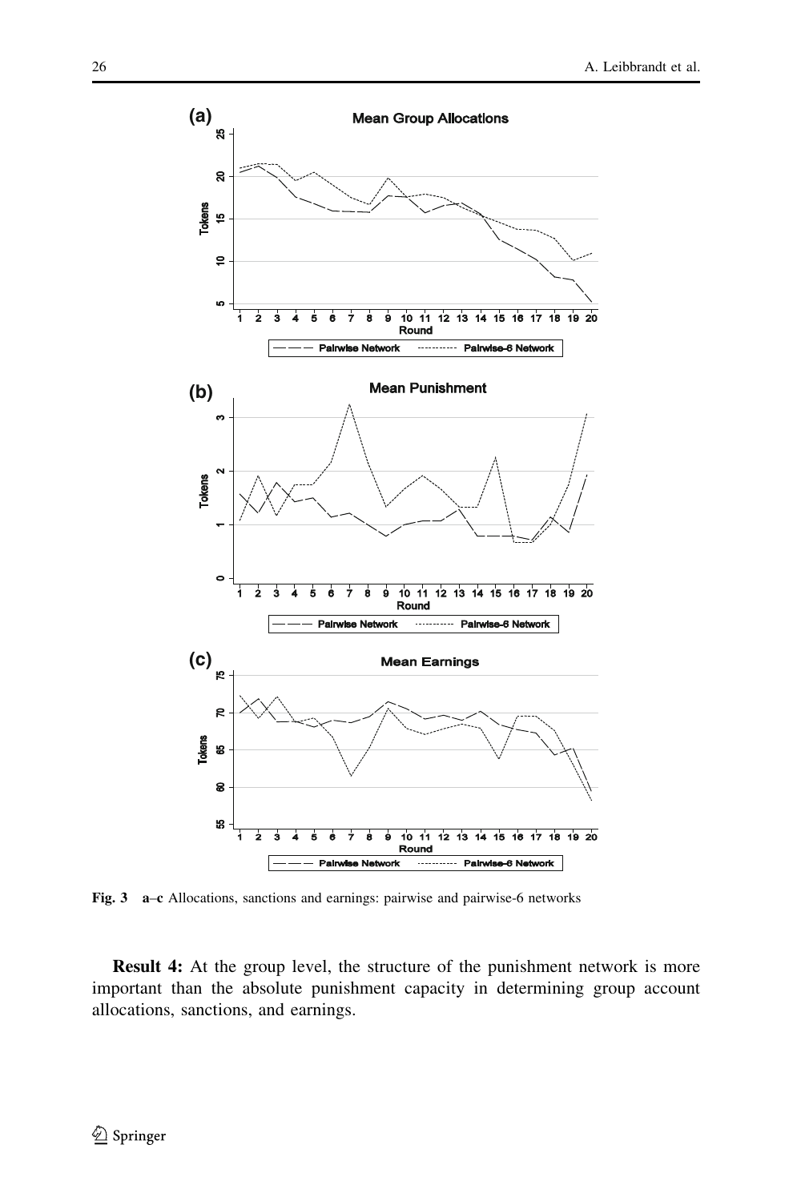Fig. 3 a–c Allocations, sanctions and earnings: pairwise and pairwise-6 networks

**Result 4:** At the group level, the structure of the punishment network is more important than the absolute punishment capacity in determining group account allocations, sanctions, and earnings.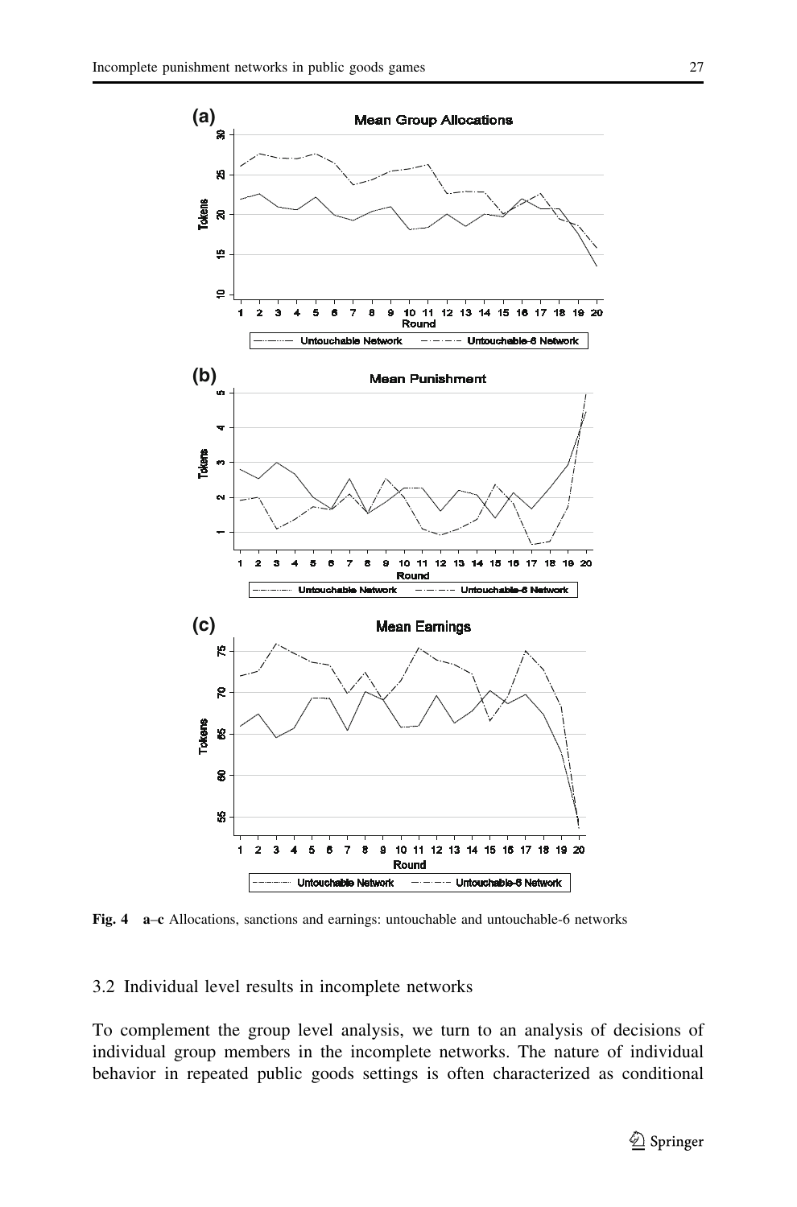Fig. 4 a–c Allocations, sanctions and earnings: untouchable and untouchable-6 networks

### 3.2 Individual level results in incomplete networks

To complement the group level analysis, we turn to an analysis of decisions of individual group members in the incomplete networks. The nature of individual behavior in repeated public goods settings is often characterized as conditional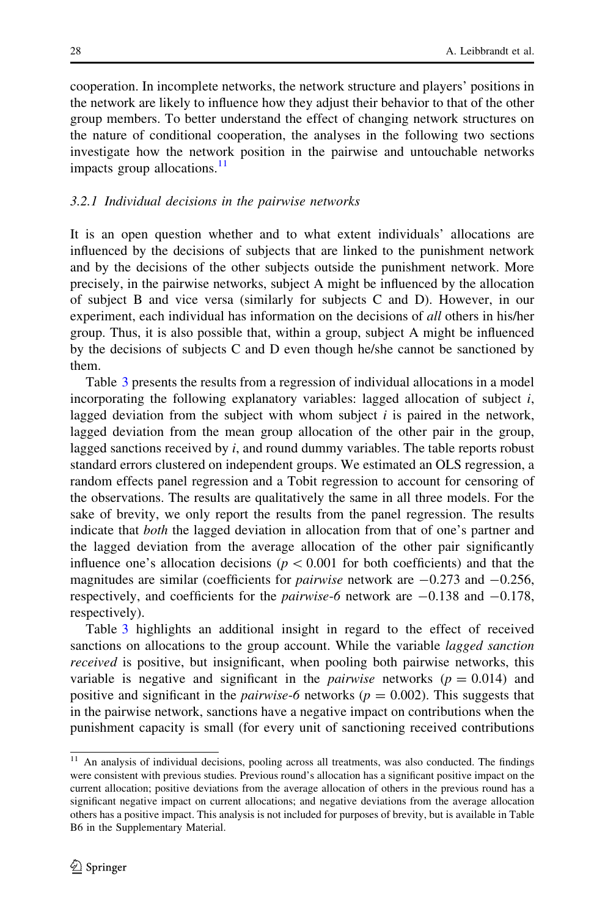cooperation. In incomplete networks, the network structure and players' positions in the network are likely to influence how they adjust their behavior to that of the other group members. To better understand the effect of changing network structures on the nature of conditional cooperation, the analyses in the following two sections investigate how the network position in the pairwise and untouchable networks impacts group allocations.[11]

### 3.2.1 Individual decisions in the pairwise networks

It is an open question whether and to what extent individuals' allocations are influenced by the decisions of subjects that are linked to the punishment network and by the decisions of the other subjects outside the punishment network. More precisely, in the pairwise networks, subject A might be influenced by the allocation of subject B and vice versa (similarly for subjects C and D). However, in our experiment, each individual has information on the decisions of *all* others in his/her group. Thus, it is also possible that, within a group, subject A might be influenced by the decisions of subjects C and D even though he/she cannot be sanctioned by them.

Table 3 presents the results from a regression of individual allocations in a model incorporating the following explanatory variables: lagged allocation of subject $i$, lagged deviation from the subject with whom subject $i$ is paired in the network, lagged deviation from the mean group allocation of the other pair in the group, lagged sanctions received by $i$, and round dummy variables. The table reports robust standard errors clustered on independent groups. We estimated an OLS regression, a random effects panel regression and a Tobit regression to account for censoring of the observations. The results are qualitatively the same in all three models. For the sake of brevity, we only report the results from the panel regression. The results indicate that *both* the lagged deviation in allocation from that of one's partner and the lagged deviation from the average allocation of the other pair significantly influence one's allocation decisions ($p < 0.001$ for both coefficients) and that the magnitudes are similar (coefficients for *pairwise* network are $-0.273$ and $-0.256$, respectively, and coefficients for the *pairwise-6* network are $-0.138$ and $-0.178$, respectively).

Table 3 highlights an additional insight in regard to the effect of received sanctions on allocations to the group account. While the variable *lagged sanction received* is positive, but insignificant, when pooling both pairwise networks, this variable is negative and significant in the *pairwise* networks ($p = 0.014$) and positive and significant in the *pairwise-6* networks ($p = 0.002$). This suggests that in the pairwise network, sanctions have a negative impact on contributions when the punishment capacity is small (for every unit of sanctioning received contributions

---

[11] An analysis of individual decisions, pooling across all treatments, was also conducted. The findings were consistent with previous studies. Previous round's allocation has a significant positive impact on the current allocation; positive deviations from the average allocation of others in the previous round has a significant negative impact on current allocations; and negative deviations from the average allocation others has a positive impact. This analysis is not included for purposes of brevity, but is available in Table B6 in the Supplementary Material.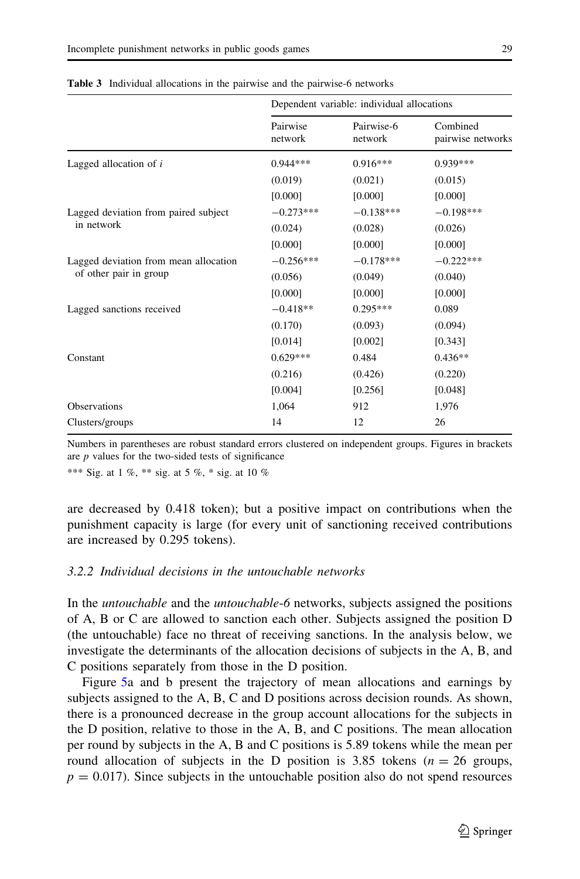**Table 3** Individual allocations in the pairwise and the pairwise-6 networks

| | Dependent variable: individual allocations | | |
|---|---|---|---|
| | Pairwise network | Pairwise-6 network | Combined pairwise networks |
| Lagged allocation of *i* | 0.944*** | 0.916*** | 0.939*** |
| | (0.019) | (0.021) | (0.015) |
| | [0.000] | [0.000] | [0.000] |
| Lagged deviation from paired subject in network | −0.273*** | −0.138*** | −0.198*** |
| | (0.024) | (0.028) | (0.026) |
| | [0.000] | [0.000] | [0.000] |
| Lagged deviation from mean allocation of other pair in group | −0.256*** | −0.178*** | −0.222*** |
| | (0.056) | (0.049) | (0.040) |
| | [0.000] | [0.000] | [0.000] |
| Lagged sanctions received | −0.418** | 0.295*** | 0.089 |
| | (0.170) | (0.093) | (0.094) |
| | [0.014] | [0.002] | [0.343] |
| Constant | 0.629*** | 0.484 | 0.436** |
| | (0.216) | (0.426) | (0.220) |
| | [0.004] | [0.256] | [0.048] |
| Observations | 1,064 | 912 | 1,976 |
| Clusters/groups | 14 | 12 | 26 |

Numbers in parentheses are robust standard errors clustered on independent groups. Figures in brackets are *p* values for the two-sided tests of significance

*** Sig. at 1 %, ** sig. at 5 %, * sig. at 10 %

are decreased by 0.418 token); but a positive impact on contributions when the punishment capacity is large (for every unit of sanctioning received contributions are increased by 0.295 tokens).

### 3.2.2 Individual decisions in the untouchable networks

In the *untouchable* and the *untouchable-6* networks, subjects assigned the positions of A, B or C are allowed to sanction each other. Subjects assigned the position D (the untouchable) face no threat of receiving sanctions. In the analysis below, we investigate the determinants of the allocation decisions of subjects in the A, B, and C positions separately from those in the D position.

Figure 5a and b present the trajectory of mean allocations and earnings by subjects assigned to the A, B, C and D positions across decision rounds. As shown, there is a pronounced decrease in the group account allocations for the subjects in the D position, relative to those in the A, B, and C positions. The mean allocation per round by subjects in the A, B and C positions is 5.89 tokens while the mean per round allocation of subjects in the D position is 3.85 tokens ($n = 26$ groups, $p = 0.017$). Since subjects in the untouchable position also do not spend resources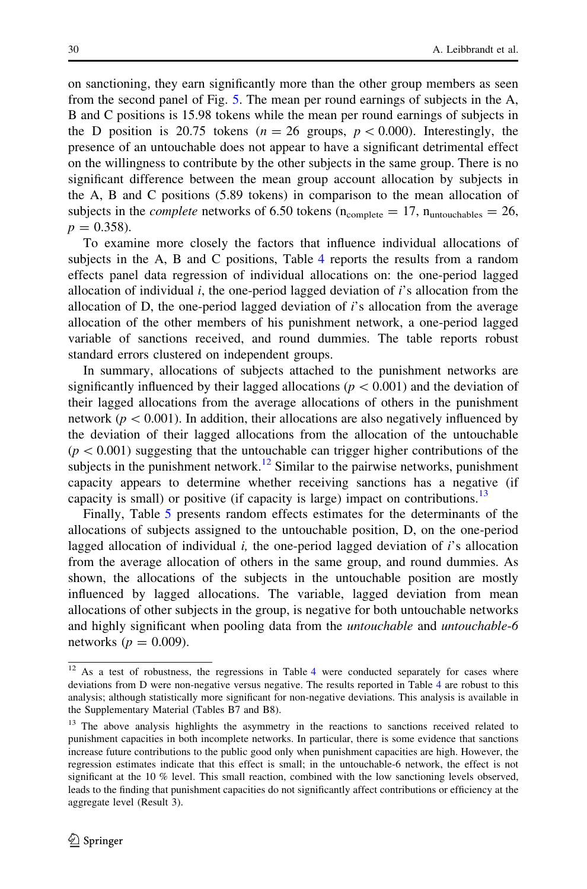on sanctioning, they earn significantly more than the other group members as seen from the second panel of Fig. 5. The mean per round earnings of subjects in the A, B and C positions is 15.98 tokens while the mean per round earnings of subjects in the D position is 20.75 tokens ($n = 26$ groups, $p < 0.000$). Interestingly, the presence of an untouchable does not appear to have a significant detrimental effect on the willingness to contribute by the other subjects in the same group. There is no significant difference between the mean group account allocation by subjects in the A, B and C positions (5.89 tokens) in comparison to the mean allocation of subjects in the *complete* networks of 6.50 tokens ($n_{complete} = 17$, $n_{untouchables} = 26$, $p = 0.358$).

To examine more closely the factors that influence individual allocations of subjects in the A, B and C positions, Table 4 reports the results from a random effects panel data regression of individual allocations on: the one-period lagged allocation of individual *i*, the one-period lagged deviation of *i*'s allocation from the allocation of D, the one-period lagged deviation of *i*'s allocation from the average allocation of the other members of his punishment network, a one-period lagged variable of sanctions received, and round dummies. The table reports robust standard errors clustered on independent groups.

In summary, allocations of subjects attached to the punishment networks are significantly influenced by their lagged allocations ($p < 0.001$) and the deviation of their lagged allocations from the average allocations of others in the punishment network ($p < 0.001$). In addition, their allocations are also negatively influenced by the deviation of their lagged allocations from the allocation of the untouchable ($p < 0.001$) suggesting that the untouchable can trigger higher contributions of the subjects in the punishment network.[12] Similar to the pairwise networks, punishment capacity appears to determine whether receiving sanctions has a negative (if capacity is small) or positive (if capacity is large) impact on contributions.[13]

Finally, Table 5 presents random effects estimates for the determinants of the allocations of subjects assigned to the untouchable position, D, on the one-period lagged allocation of individual *i,* the one-period lagged deviation of *i*'s allocation from the average allocation of others in the same group, and round dummies. As shown, the allocations of the subjects in the untouchable position are mostly influenced by lagged allocations. The variable, lagged deviation from mean allocations of other subjects in the group, is negative for both untouchable networks and highly significant when pooling data from the *untouchable* and *untouchable-6* networks ($p = 0.009$).

---

[12] As a test of robustness, the regressions in Table 4 were conducted separately for cases where deviations from D were non-negative versus negative. The results reported in Table 4 are robust to this analysis; although statistically more significant for non-negative deviations. This analysis is available in the Supplementary Material (Tables B7 and B8).

[13] The above analysis highlights the asymmetry in the reactions to sanctions received related to punishment capacities in both incomplete networks. In particular, there is some evidence that sanctions increase future contributions to the public good only when punishment capacities are high. However, the regression estimates indicate that this effect is small; in the untouchable-6 network, the effect is not significant at the 10 % level. This small reaction, combined with the low sanctioning levels observed, leads to the finding that punishment capacities do not significantly affect contributions or efficiency at the aggregate level (Result 3).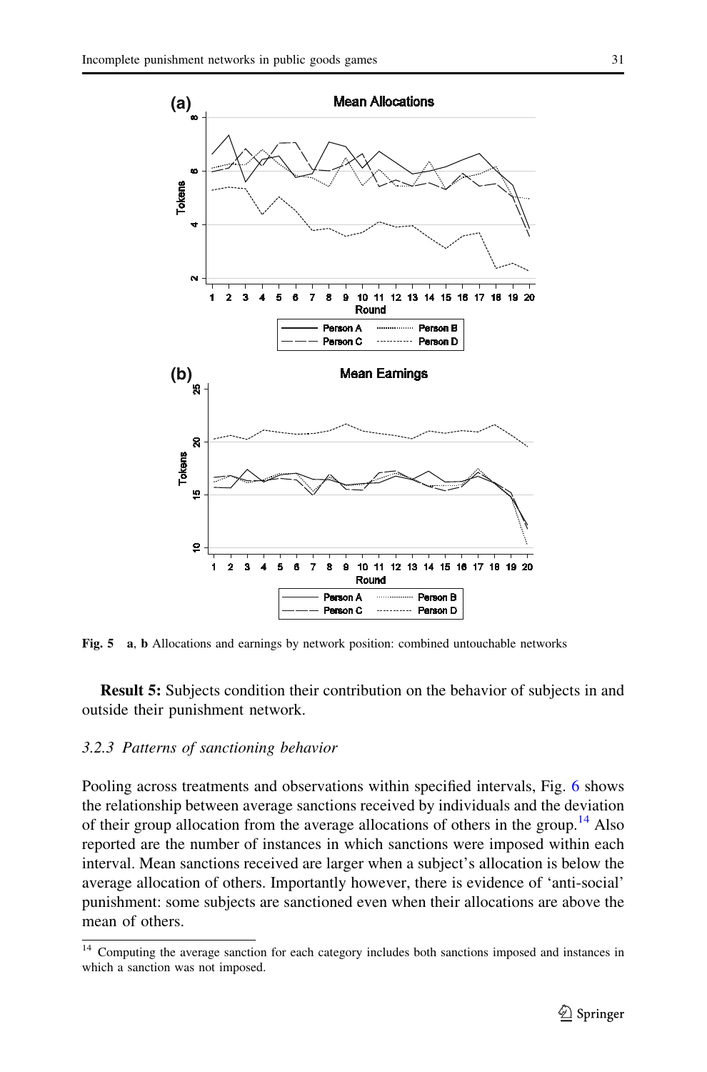**Fig. 5** **a**, **b** Allocations and earnings by network position: combined untouchable networks

**Result 5:** Subjects condition their contribution on the behavior of subjects in and outside their punishment network.

### *3.2.3 Patterns of sanctioning behavior*

Pooling across treatments and observations within specified intervals, Fig. 6 shows the relationship between average sanctions received by individuals and the deviation of their group allocation from the average allocations of others in the group.[14] Also reported are the number of instances in which sanctions were imposed within each interval. Mean sanctions received are larger when a subject's allocation is below the average allocation of others. Importantly however, there is evidence of 'anti-social' punishment: some subjects are sanctioned even when their allocations are above the mean of others.

[14] Computing the average sanction for each category includes both sanctions imposed and instances in which a sanction was not imposed.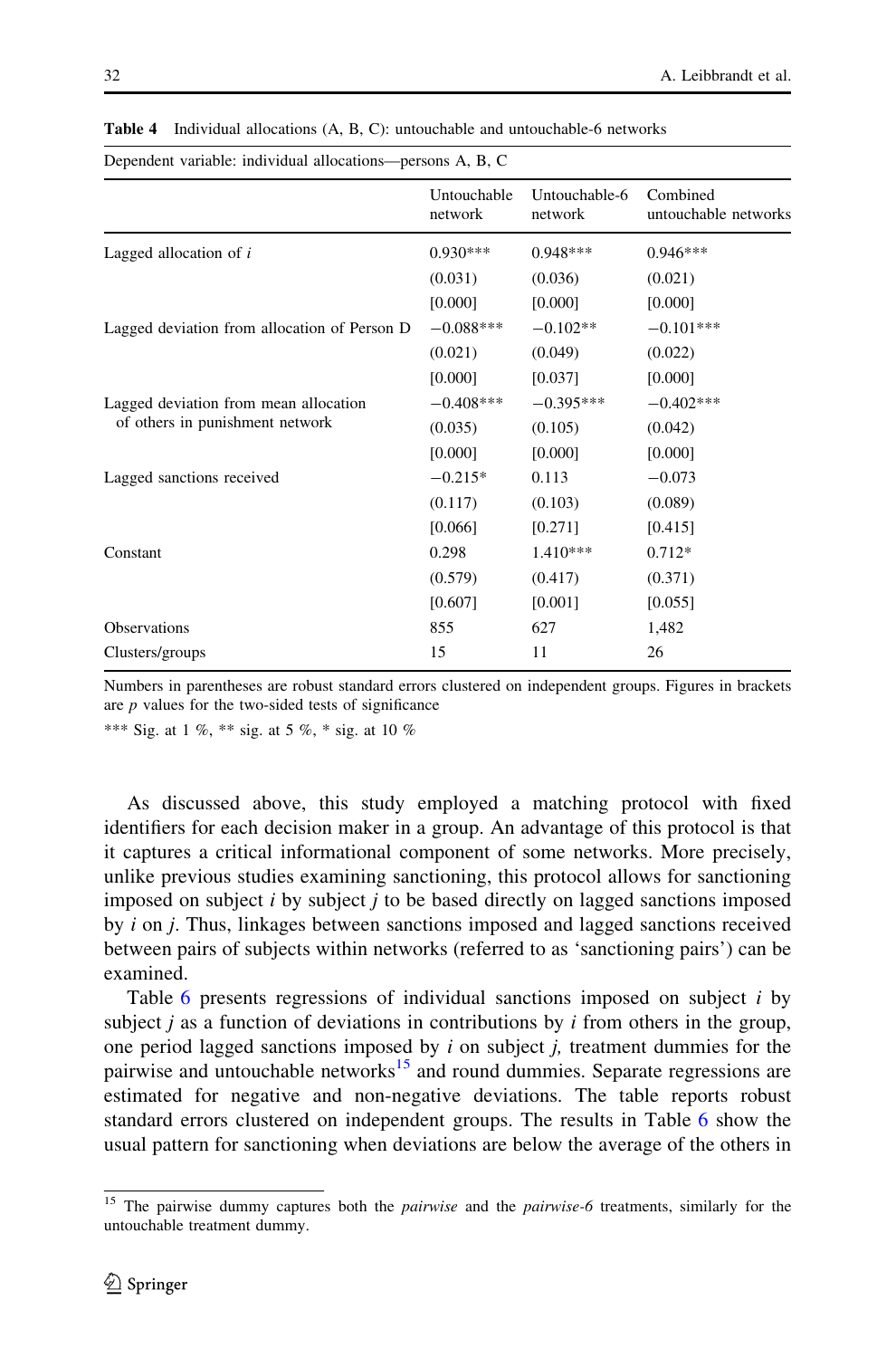**Table 4** Individual allocations (A, B, C): untouchable and untouchable-6 networks

Dependent variable: individual allocations—persons A, B, C

| | Untouchable network | Untouchable-6 network | Combined untouchable networks |
|---|---|---|---|
| Lagged allocation of $i$ | 0.930*** | 0.948*** | 0.946*** |
| | (0.031) | (0.036) | (0.021) |
| | [0.000] | [0.000] | [0.000] |
| Lagged deviation from allocation of Person D | −0.088*** | −0.102** | −0.101*** |
| | (0.021) | (0.049) | (0.022) |
| | [0.000] | [0.037] | [0.000] |
| Lagged deviation from mean allocation of others in punishment network | −0.408*** | −0.395*** | −0.402*** |
| | (0.035) | (0.105) | (0.042) |
| | [0.000] | [0.000] | [0.000] |
| Lagged sanctions received | −0.215* | 0.113 | −0.073 |
| | (0.117) | (0.103) | (0.089) |
| | [0.066] | [0.271] | [0.415] |
| Constant | 0.298 | 1.410*** | 0.712* |
| | (0.579) | (0.417) | (0.371) |
| | [0.607] | [0.001] | [0.055] |
| Observations | 855 | 627 | 1,482 |
| Clusters/groups | 15 | 11 | 26 |

Numbers in parentheses are robust standard errors clustered on independent groups. Figures in brackets are $p$ values for the two-sided tests of significance

*** Sig. at 1 %, ** sig. at 5 %, * sig. at 10 %

As discussed above, this study employed a matching protocol with fixed identifiers for each decision maker in a group. An advantage of this protocol is that it captures a critical informational component of some networks. More precisely, unlike previous studies examining sanctioning, this protocol allows for sanctioning imposed on subject $i$ by subject $j$ to be based directly on lagged sanctions imposed by $i$ on $j$. Thus, linkages between sanctions imposed and lagged sanctions received between pairs of subjects within networks (referred to as 'sanctioning pairs') can be examined.

Table 6 presents regressions of individual sanctions imposed on subject $i$ by subject $j$ as a function of deviations in contributions by $i$ from others in the group, one period lagged sanctions imposed by $i$ on subject $j$, treatment dummies for the pairwise and untouchable networks[15] and round dummies. Separate regressions are estimated for negative and non-negative deviations. The table reports robust standard errors clustered on independent groups. The results in Table 6 show the usual pattern for sanctioning when deviations are below the average of the others in

[15] The pairwise dummy captures both the *pairwise* and the *pairwise-6* treatments, similarly for the untouchable treatment dummy.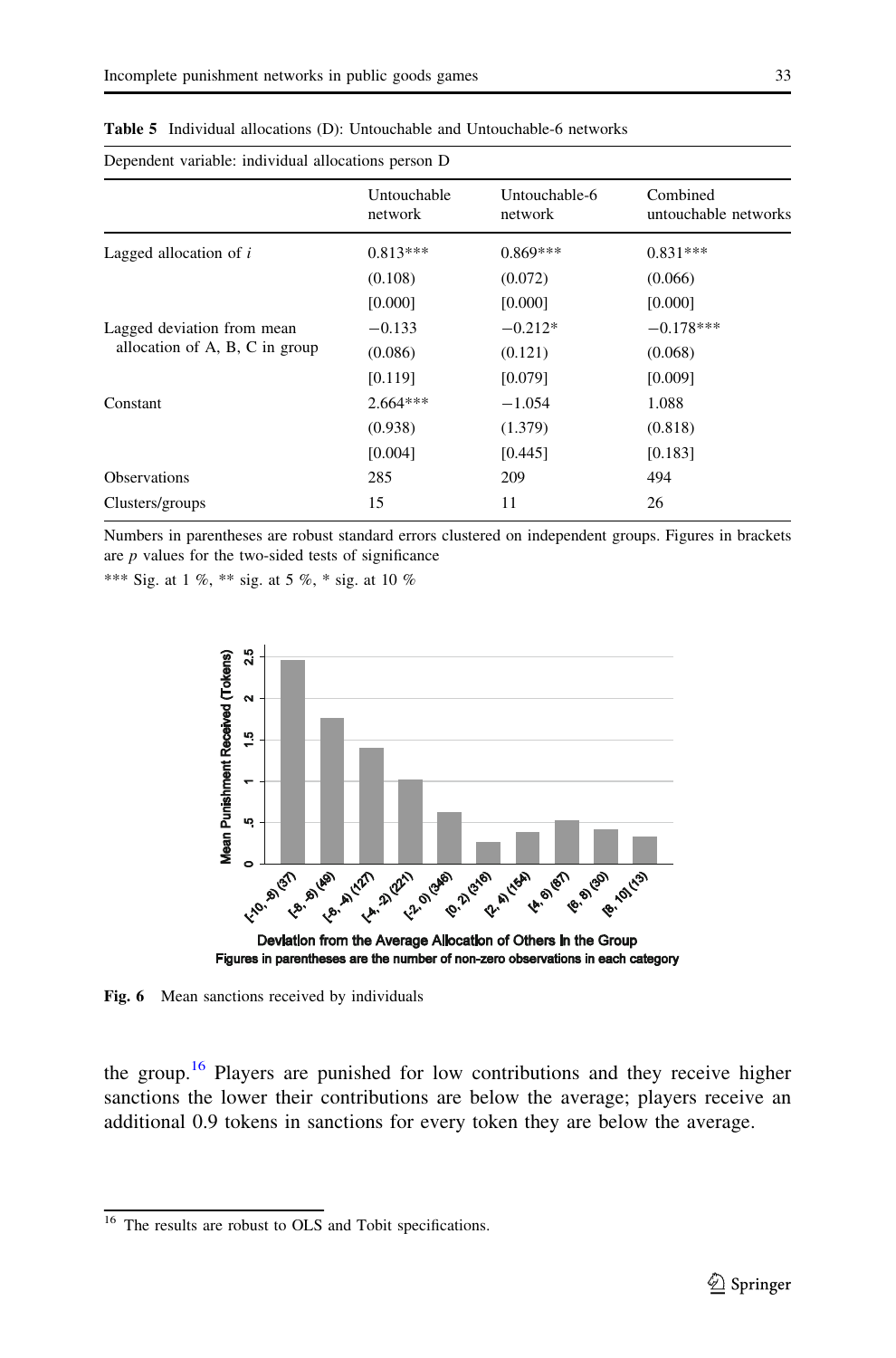**Table 5** Individual allocations (D): Untouchable and Untouchable-6 networks

Dependent variable: individual allocations person D

| | Untouchable network | Untouchable-6 network | Combined untouchable networks |
|---|---|---|---|
| Lagged allocation of $i$ | 0.813*** | 0.869*** | 0.831*** |
| | (0.108) | (0.072) | (0.066) |
| | [0.000] | [0.000] | [0.000] |
| Lagged deviation from mean allocation of A, B, C in group | −0.133 | −0.212* | −0.178*** |
| | (0.086) | (0.121) | (0.068) |
| | [0.119] | [0.079] | [0.009] |
| Constant | 2.664*** | −1.054 | 1.088 |
| | (0.938) | (1.379) | (0.818) |
| | [0.004] | [0.445] | [0.183] |
| Observations | 285 | 209 | 494 |
| Clusters/groups | 15 | 11 | 26 |

Numbers in parentheses are robust standard errors clustered on independent groups. Figures in brackets are $p$ values for the two-sided tests of significance

*** Sig. at 1 %, ** sig. at 5 %, * sig. at 10 %

**Fig. 6** Mean sanctions received by individuals

the group.[16] Players are punished for low contributions and they receive higher sanctions the lower their contributions are below the average; players receive an additional 0.9 tokens in sanctions for every token they are below the average.

[16] The results are robust to OLS and Tobit specifications.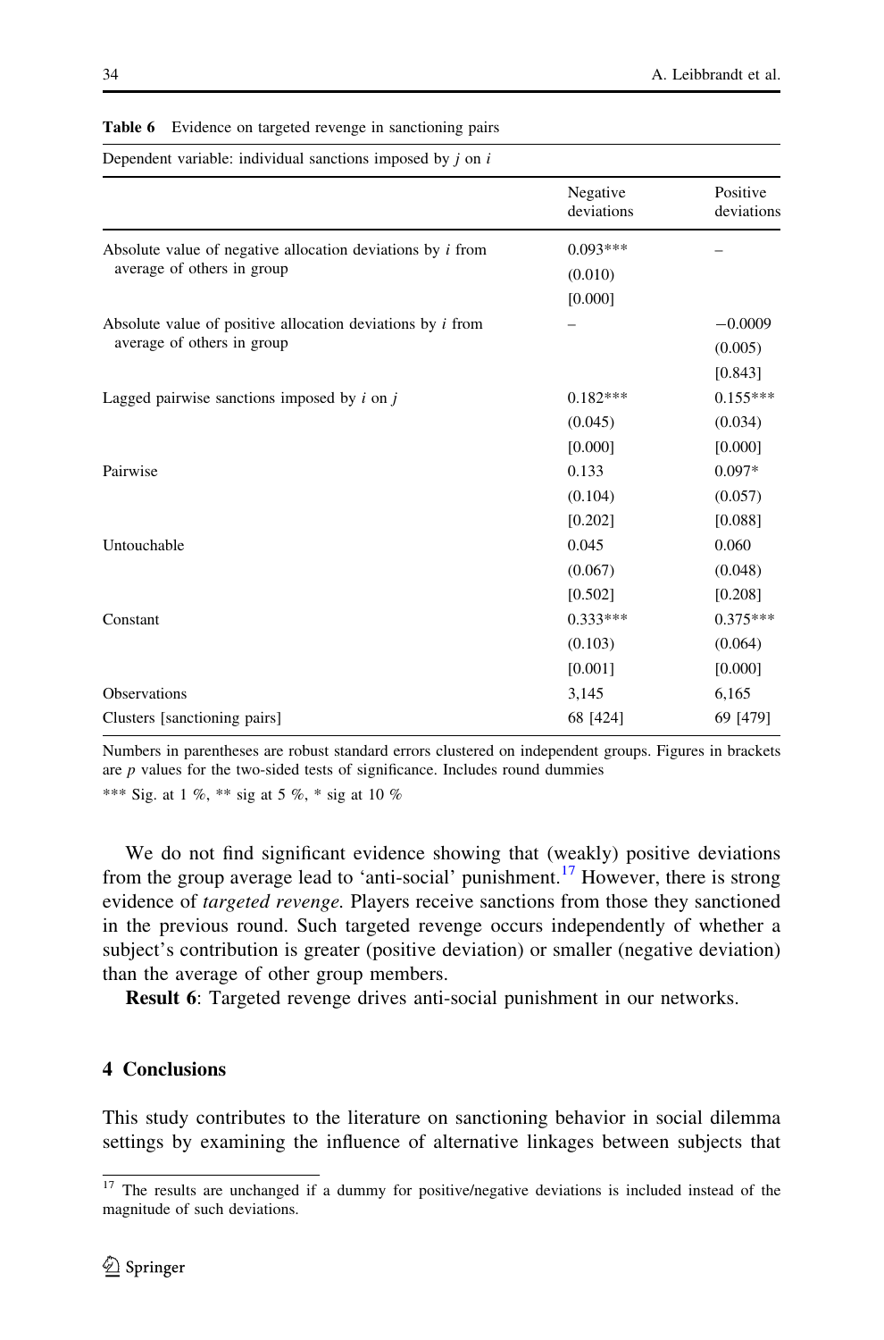**Table 6** Evidence on targeted revenge in sanctioning pairs

Dependent variable: individual sanctions imposed by $j$ on $i$

| | Negative deviations | Positive deviations |
|---|---|---|
| Absolute value of negative allocation deviations by $i$ from average of others in group | 0.093*** | – |
| | (0.010) | |
| | [0.000] | |
| Absolute value of positive allocation deviations by $i$ from average of others in group | – | −0.0009 |
| | | (0.005) |
| | | [0.843] |
| Lagged pairwise sanctions imposed by $i$ on $j$ | 0.182*** | 0.155*** |
| | (0.045) | (0.034) |
| | [0.000] | [0.000] |
| Pairwise | 0.133 | 0.097* |
| | (0.104) | (0.057) |
| | [0.202] | [0.088] |
| Untouchable | 0.045 | 0.060 |
| | (0.067) | (0.048) |
| | [0.502] | [0.208] |
| Constant | 0.333*** | 0.375*** |
| | (0.103) | (0.064) |
| | [0.001] | [0.000] |
| Observations | 3,145 | 6,165 |
| Clusters [sanctioning pairs] | 68 [424] | 69 [479] |

Numbers in parentheses are robust standard errors clustered on independent groups. Figures in brackets are $p$ values for the two-sided tests of significance. Includes round dummies

*** Sig. at 1 %, ** sig at 5 %, * sig at 10 %

We do not find significant evidence showing that (weakly) positive deviations from the group average lead to 'anti-social' punishment.[17] However, there is strong evidence of *targeted revenge*. Players receive sanctions from those they sanctioned in the previous round. Such targeted revenge occurs independently of whether a subject's contribution is greater (positive deviation) or smaller (negative deviation) than the average of other group members.

**Result 6**: Targeted revenge drives anti-social punishment in our networks.

## 4 Conclusions

This study contributes to the literature on sanctioning behavior in social dilemma settings by examining the influence of alternative linkages between subjects that

[17] The results are unchanged if a dummy for positive/negative deviations is included instead of the magnitude of such deviations.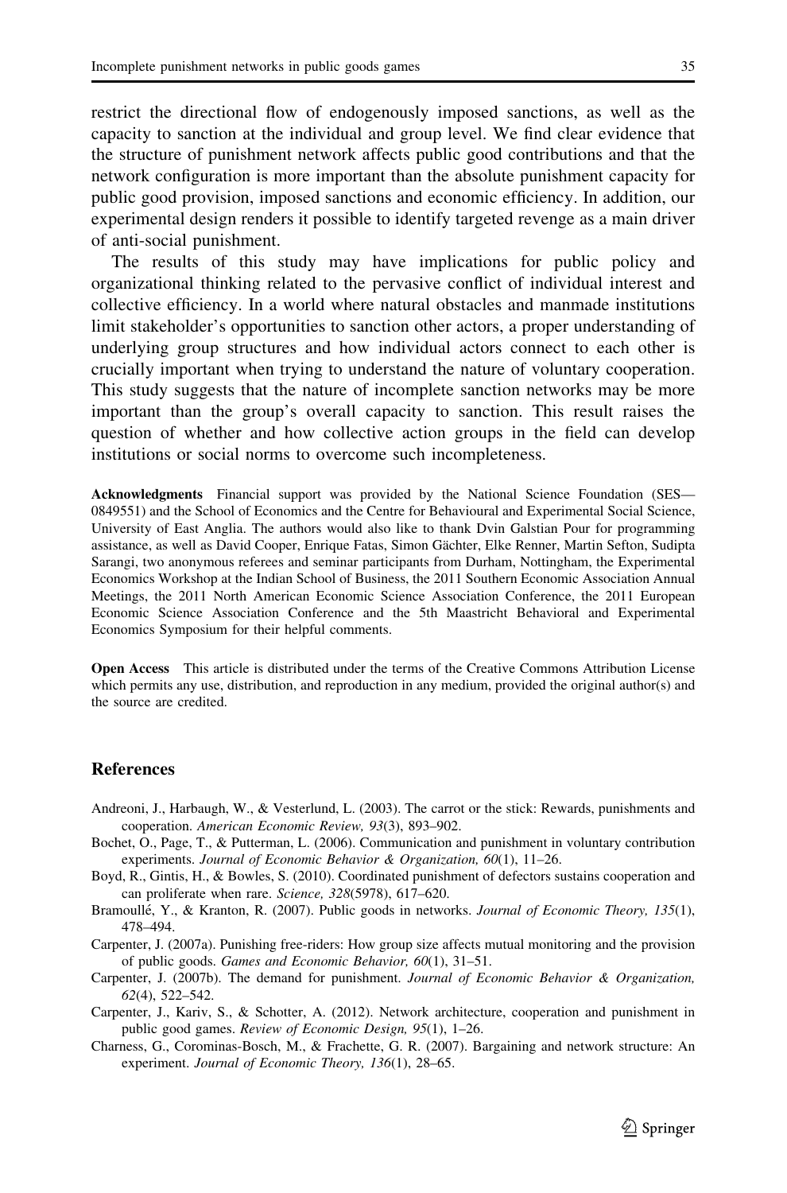restrict the directional flow of endogenously imposed sanctions, as well as the capacity to sanction at the individual and group level. We find clear evidence that the structure of punishment network affects public good contributions and that the network configuration is more important than the absolute punishment capacity for public good provision, imposed sanctions and economic efficiency. In addition, our experimental design renders it possible to identify targeted revenge as a main driver of anti-social punishment.

The results of this study may have implications for public policy and organizational thinking related to the pervasive conflict of individual interest and collective efficiency. In a world where natural obstacles and manmade institutions limit stakeholder's opportunities to sanction other actors, a proper understanding of underlying group structures and how individual actors connect to each other is crucially important when trying to understand the nature of voluntary cooperation. This study suggests that the nature of incomplete sanction networks may be more important than the group's overall capacity to sanction. This result raises the question of whether and how collective action groups in the field can develop institutions or social norms to overcome such incompleteness.

**Acknowledgments** Financial support was provided by the National Science Foundation (SES—0849551) and the School of Economics and the Centre for Behavioural and Experimental Social Science, University of East Anglia. The authors would also like to thank Dvin Galstian Pour for programming assistance, as well as David Cooper, Enrique Fatas, Simon Gächter, Elke Renner, Martin Sefton, Sudipta Sarangi, two anonymous referees and seminar participants from Durham, Nottingham, the Experimental Economics Workshop at the Indian School of Business, the 2011 Southern Economic Association Annual Meetings, the 2011 North American Economic Science Association Conference, the 2011 European Economic Science Association Conference and the 5th Maastricht Behavioral and Experimental Economics Symposium for their helpful comments.

**Open Access** This article is distributed under the terms of the Creative Commons Attribution License which permits any use, distribution, and reproduction in any medium, provided the original author(s) and the source are credited.

## References

Andreoni, J., Harbaugh, W., & Vesterlund, L. (2003). The carrot or the stick: Rewards, punishments and cooperation. *American Economic Review, 93*(3), 893–902.

Bochet, O., Page, T., & Putterman, L. (2006). Communication and punishment in voluntary contribution experiments. *Journal of Economic Behavior & Organization, 60*(1), 11–26.

Boyd, R., Gintis, H., & Bowles, S. (2010). Coordinated punishment of defectors sustains cooperation and can proliferate when rare. *Science, 328*(5978), 617–620.

Bramoullé, Y., & Kranton, R. (2007). Public goods in networks. *Journal of Economic Theory, 135*(1), 478–494.

Carpenter, J. (2007a). Punishing free-riders: How group size affects mutual monitoring and the provision of public goods. *Games and Economic Behavior, 60*(1), 31–51.

Carpenter, J. (2007b). The demand for punishment. *Journal of Economic Behavior & Organization, 62*(4), 522–542.

Carpenter, J., Kariv, S., & Schotter, A. (2012). Network architecture, cooperation and punishment in public good games. *Review of Economic Design, 95*(1), 1–26.

Charness, G., Corominas-Bosch, M., & Frachette, G. R. (2007). Bargaining and network structure: An experiment. *Journal of Economic Theory, 136*(1), 28–65.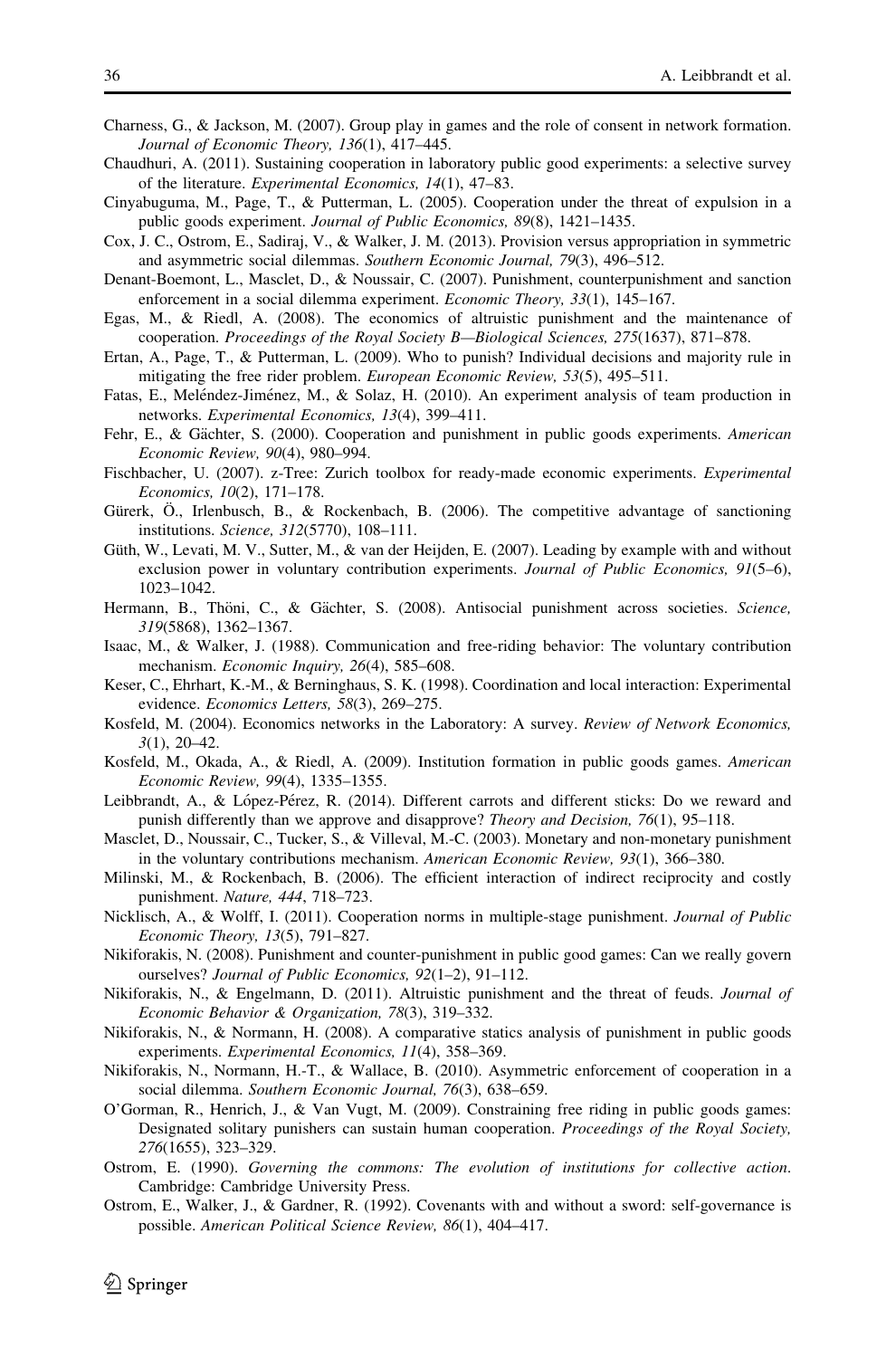Charness, G., & Jackson, M. (2007). Group play in games and the role of consent in network formation. *Journal of Economic Theory, 136*(1), 417–445.

Chaudhuri, A. (2011). Sustaining cooperation in laboratory public good experiments: a selective survey of the literature. *Experimental Economics, 14*(1), 47–83.

Cinyabuguma, M., Page, T., & Putterman, L. (2005). Cooperation under the threat of expulsion in a public goods experiment. *Journal of Public Economics, 89*(8), 1421–1435.

Cox, J. C., Ostrom, E., Sadiraj, V., & Walker, J. M. (2013). Provision versus appropriation in symmetric and asymmetric social dilemmas. *Southern Economic Journal, 79*(3), 496–512.

Denant-Boemont, L., Masclet, D., & Noussair, C. (2007). Punishment, counterpunishment and sanction enforcement in a social dilemma experiment. *Economic Theory, 33*(1), 145–167.

Egas, M., & Riedl, A. (2008). The economics of altruistic punishment and the maintenance of cooperation. *Proceedings of the Royal Society B—Biological Sciences, 275*(1637), 871–878.

Ertan, A., Page, T., & Putterman, L. (2009). Who to punish? Individual decisions and majority rule in mitigating the free rider problem. *European Economic Review, 53*(5), 495–511.

Fatas, E., Meléndez-Jiménez, M., & Solaz, H. (2010). An experiment analysis of team production in networks. *Experimental Economics, 13*(4), 399–411.

Fehr, E., & Gächter, S. (2000). Cooperation and punishment in public goods experiments. *American Economic Review, 90*(4), 980–994.

Fischbacher, U. (2007). z-Tree: Zurich toolbox for ready-made economic experiments. *Experimental Economics, 10*(2), 171–178.

Gürerk, Ö., Irlenbusch, B., & Rockenbach, B. (2006). The competitive advantage of sanctioning institutions. *Science, 312*(5770), 108–111.

Güth, W., Levati, M. V., Sutter, M., & van der Heijden, E. (2007). Leading by example with and without exclusion power in voluntary contribution experiments. *Journal of Public Economics, 91*(5–6), 1023–1042.

Hermann, B., Thöni, C., & Gächter, S. (2008). Antisocial punishment across societies. *Science, 319*(5868), 1362–1367.

Isaac, M., & Walker, J. (1988). Communication and free-riding behavior: The voluntary contribution mechanism. *Economic Inquiry, 26*(4), 585–608.

Keser, C., Ehrhart, K.-M., & Berninghaus, S. K. (1998). Coordination and local interaction: Experimental evidence. *Economics Letters, 58*(3), 269–275.

Kosfeld, M. (2004). Economics networks in the Laboratory: A survey. *Review of Network Economics, 3*(1), 20–42.

Kosfeld, M., Okada, A., & Riedl, A. (2009). Institution formation in public goods games. *American Economic Review, 99*(4), 1335–1355.

Leibbrandt, A., & López-Pérez, R. (2014). Different carrots and different sticks: Do we reward and punish differently than we approve and disapprove? *Theory and Decision, 76*(1), 95–118.

Masclet, D., Noussair, C., Tucker, S., & Villeval, M.-C. (2003). Monetary and non-monetary punishment in the voluntary contributions mechanism. *American Economic Review, 93*(1), 366–380.

Milinski, M., & Rockenbach, B. (2006). The efficient interaction of indirect reciprocity and costly punishment. *Nature, 444*, 718–723.

Nicklisch, A., & Wolff, I. (2011). Cooperation norms in multiple-stage punishment. *Journal of Public Economic Theory, 13*(5), 791–827.

Nikiforakis, N. (2008). Punishment and counter-punishment in public good games: Can we really govern ourselves? *Journal of Public Economics, 92*(1–2), 91–112.

Nikiforakis, N., & Engelmann, D. (2011). Altruistic punishment and the threat of feuds. *Journal of Economic Behavior & Organization, 78*(3), 319–332.

Nikiforakis, N., & Normann, H. (2008). A comparative statics analysis of punishment in public goods experiments. *Experimental Economics, 11*(4), 358–369.

Nikiforakis, N., Normann, H.-T., & Wallace, B. (2010). Asymmetric enforcement of cooperation in a social dilemma. *Southern Economic Journal, 76*(3), 638–659.

O'Gorman, R., Henrich, J., & Van Vugt, M. (2009). Constraining free riding in public goods games: Designated solitary punishers can sustain human cooperation. *Proceedings of the Royal Society, 276*(1655), 323–329.

Ostrom, E. (1990). *Governing the commons: The evolution of institutions for collective action*. Cambridge: Cambridge University Press.

Ostrom, E., Walker, J., & Gardner, R. (1992). Covenants with and without a sword: self-governance is possible. *American Political Science Review, 86*(1), 404–417.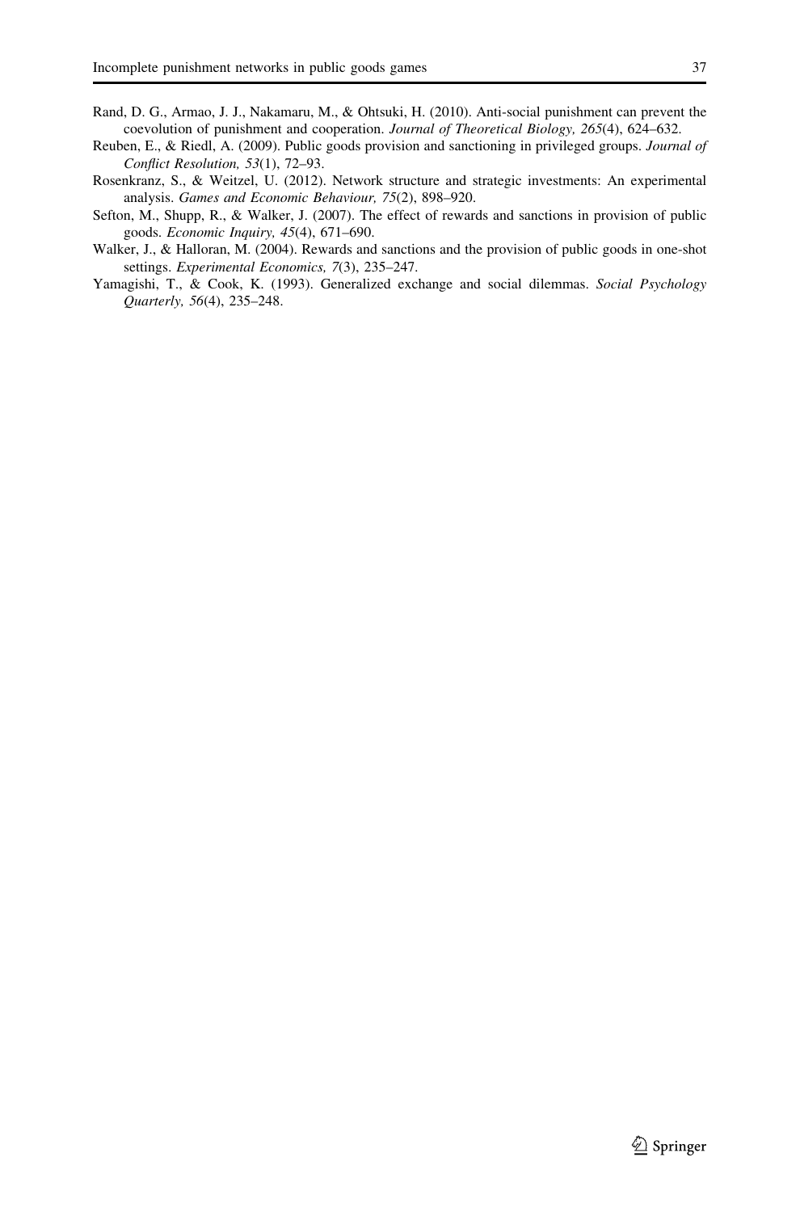Rand, D. G., Armao, J. J., Nakamaru, M., & Ohtsuki, H. (2010). Anti-social punishment can prevent the coevolution of punishment and cooperation. *Journal of Theoretical Biology, 265*(4), 624–632.

Reuben, E., & Riedl, A. (2009). Public goods provision and sanctioning in privileged groups. *Journal of Conflict Resolution, 53*(1), 72–93.

Rosenkranz, S., & Weitzel, U. (2012). Network structure and strategic investments: An experimental analysis. *Games and Economic Behaviour, 75*(2), 898–920.

Sefton, M., Shupp, R., & Walker, J. (2007). The effect of rewards and sanctions in provision of public goods. *Economic Inquiry, 45*(4), 671–690.

Walker, J., & Halloran, M. (2004). Rewards and sanctions and the provision of public goods in one-shot settings. *Experimental Economics, 7*(3), 235–247.

Yamagishi, T., & Cook, K. (1993). Generalized exchange and social dilemmas. *Social Psychology Quarterly, 56*(4), 235–248.